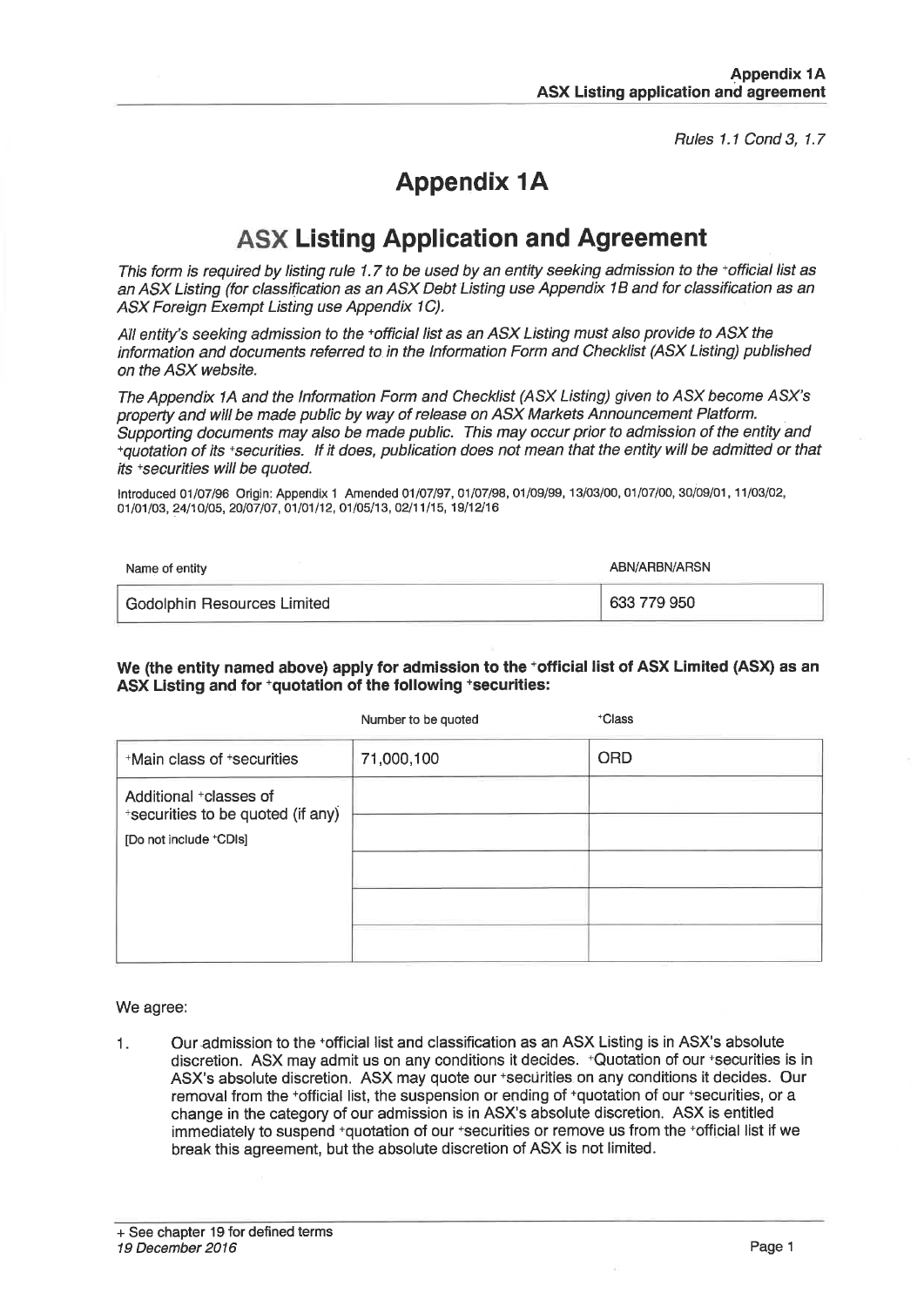*Rules 1.1 Cond 3, 1.7*

# Appendix 1A

## ASX Listing Application and Agreement

*This form is required by listing rule 1.7 to be used by an entity seeking admission to the +official list as an ASX Listing (for classification as an ASX Debt Listing use Appendix 1B and for classification as an ASX Foreign Exempt Listing use Appendix 1C).*

*All entity's seeking admission to the +official list as an ASX Listing must also provide to ASX the information and documents referred to in the Information Form and Checklist (ASX Listing) published on the ASX website.*

*The Appendix 1A and the Information Form and Checklist (ASX Listing) given to ASX become ASX's property and will be made public by way of release on ASX Markets Announcement Platform. Supporting documents may also be made public. This may occur prior to admission of the entity and +quotation of its +securities. If it does, publication does not mean that the entity will be admitted or that its +securities will be quoted.*

Introduced 01/07/96 Origin: Appendix 1 Amended 01/07/97, 01/07/98, 01/09/99, 13/03/00, 01/07/00, 30/09/01, 11/03/02, 01/01/03, 24/10/05, 20/07/07, 01/01/12, 01/05/13, 02/11/15, 19/12/16

| Name of entity | ABN/ARBN/ARSN |
|---|---|
| Godolphin Resources Limited | 633 779 950 |

**We (the entity named above) apply for admission to the +official list of ASX Limited (ASX) as an ASX Listing and for +quotation of the following +securities:**

| | Number to be quoted | +Class |
|---|---|---|
| +Main class of +securities | 71,000,100 | ORD |
| Additional +classes of +securities to be quoted (if any) [Do not include +CDIs] | | |
| | | |
| | | |
| | | |
| | | |

We agree:

1. Our admission to the +official list and classification as an ASX Listing is in ASX's absolute discretion. ASX may admit us on any conditions it decides. +Quotation of our +securities is in ASX's absolute discretion. ASX may quote our +securities on any conditions it decides. Our removal from the +official list, the suspension or ending of +quotation of our +securities, or a change in the category of our admission is in ASX's absolute discretion. ASX is entitled immediately to suspend +quotation of our +securities or remove us from the +official list if we break this agreement, but the absolute discretion of ASX is not limited.

+ See chapter 19 for defined terms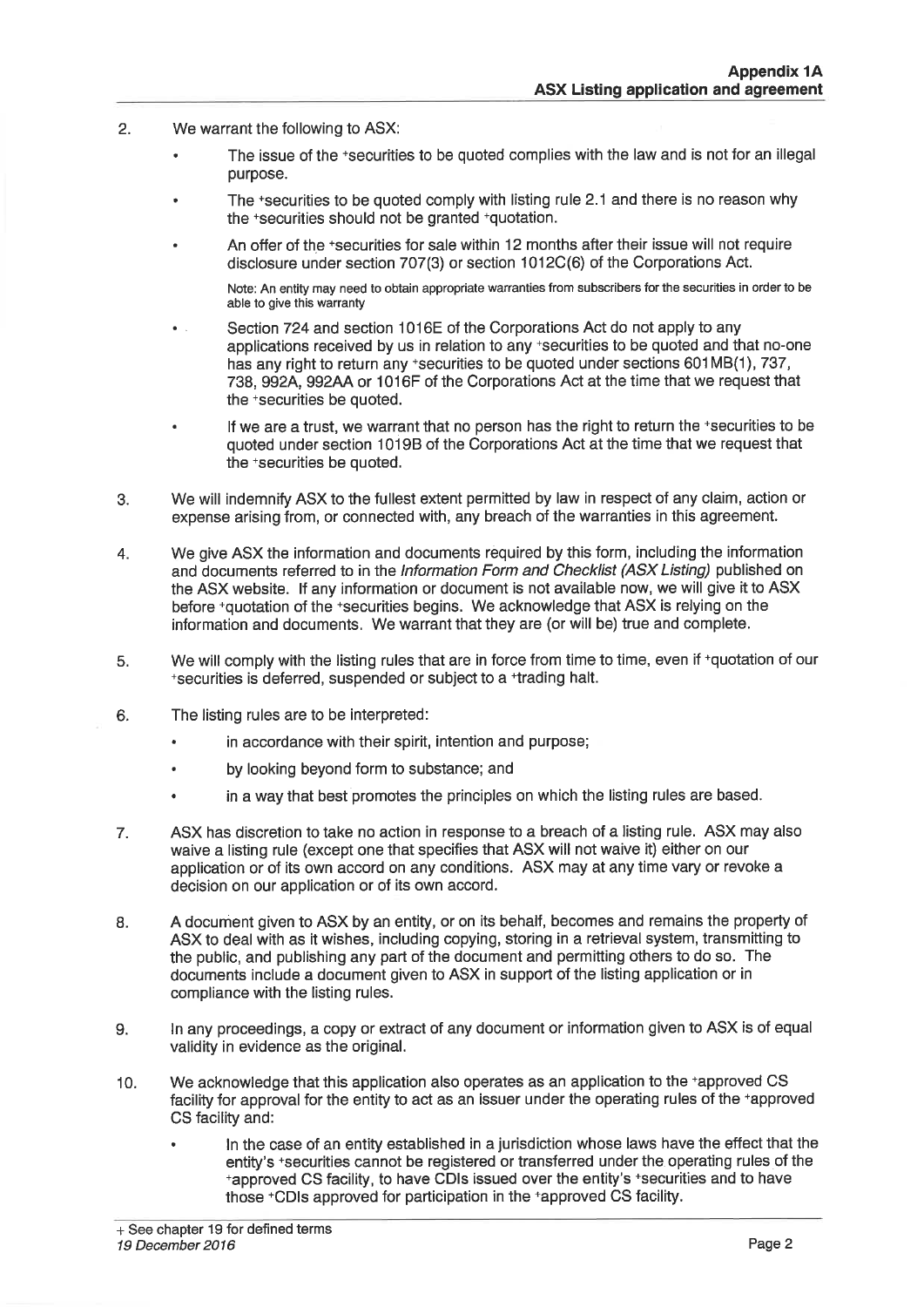2. We warrant the following to ASX:

   - The issue of the +securities to be quoted complies with the law and is not for an illegal purpose.
   - The +securities to be quoted comply with listing rule 2.1 and there is no reason why the +securities should not be granted +quotation.
   - An offer of the +securities for sale within 12 months after their issue will not require disclosure under section 707(3) or section 1012C(6) of the Corporations Act.

     Note: An entity may need to obtain appropriate warranties from subscribers for the securities in order to be able to give this warranty

   - Section 724 and section 1016E of the Corporations Act do not apply to any applications received by us in relation to any +securities to be quoted and that no-one has any right to return any +securities to be quoted under sections 601MB(1), 737, 738, 992A, 992AA or 1016F of the Corporations Act at the time that we request that the +securities be quoted.
   - If we are a trust, we warrant that no person has the right to return the +securities to be quoted under section 1019B of the Corporations Act at the time that we request that the +securities be quoted.

3. We will indemnify ASX to the fullest extent permitted by law in respect of any claim, action or expense arising from, or connected with, any breach of the warranties in this agreement.

4. We give ASX the information and documents required by this form, including the information and documents referred to in the *Information Form and Checklist (ASX Listing)* published on the ASX website. If any information or document is not available now, we will give it to ASX before +quotation of the +securities begins. We acknowledge that ASX is relying on the information and documents. We warrant that they are (or will be) true and complete.

5. We will comply with the listing rules that are in force from time to time, even if +quotation of our +securities is deferred, suspended or subject to a +trading halt.

6. The listing rules are to be interpreted:

   - in accordance with their spirit, intention and purpose;
   - by looking beyond form to substance; and
   - in a way that best promotes the principles on which the listing rules are based.

7. ASX has discretion to take no action in response to a breach of a listing rule. ASX may also waive a listing rule (except one that specifies that ASX will not waive it) either on our application or of its own accord on any conditions. ASX may at any time vary or revoke a decision on our application or of its own accord.

8. A document given to ASX by an entity, or on its behalf, becomes and remains the property of ASX to deal with as it wishes, including copying, storing in a retrieval system, transmitting to the public, and publishing any part of the document and permitting others to do so. The documents include a document given to ASX in support of the listing application or in compliance with the listing rules.

9. In any proceedings, a copy or extract of any document or information given to ASX is of equal validity in evidence as the original.

10. We acknowledge that this application also operates as an application to the +approved CS facility for approval for the entity to act as an issuer under the operating rules of the +approved CS facility and:

    - In the case of an entity established in a jurisdiction whose laws have the effect that the entity's +securities cannot be registered or transferred under the operating rules of the +approved CS facility, to have CDIs issued over the entity's +securities and to have those +CDIs approved for participation in the +approved CS facility.

+ See chapter 19 for defined terms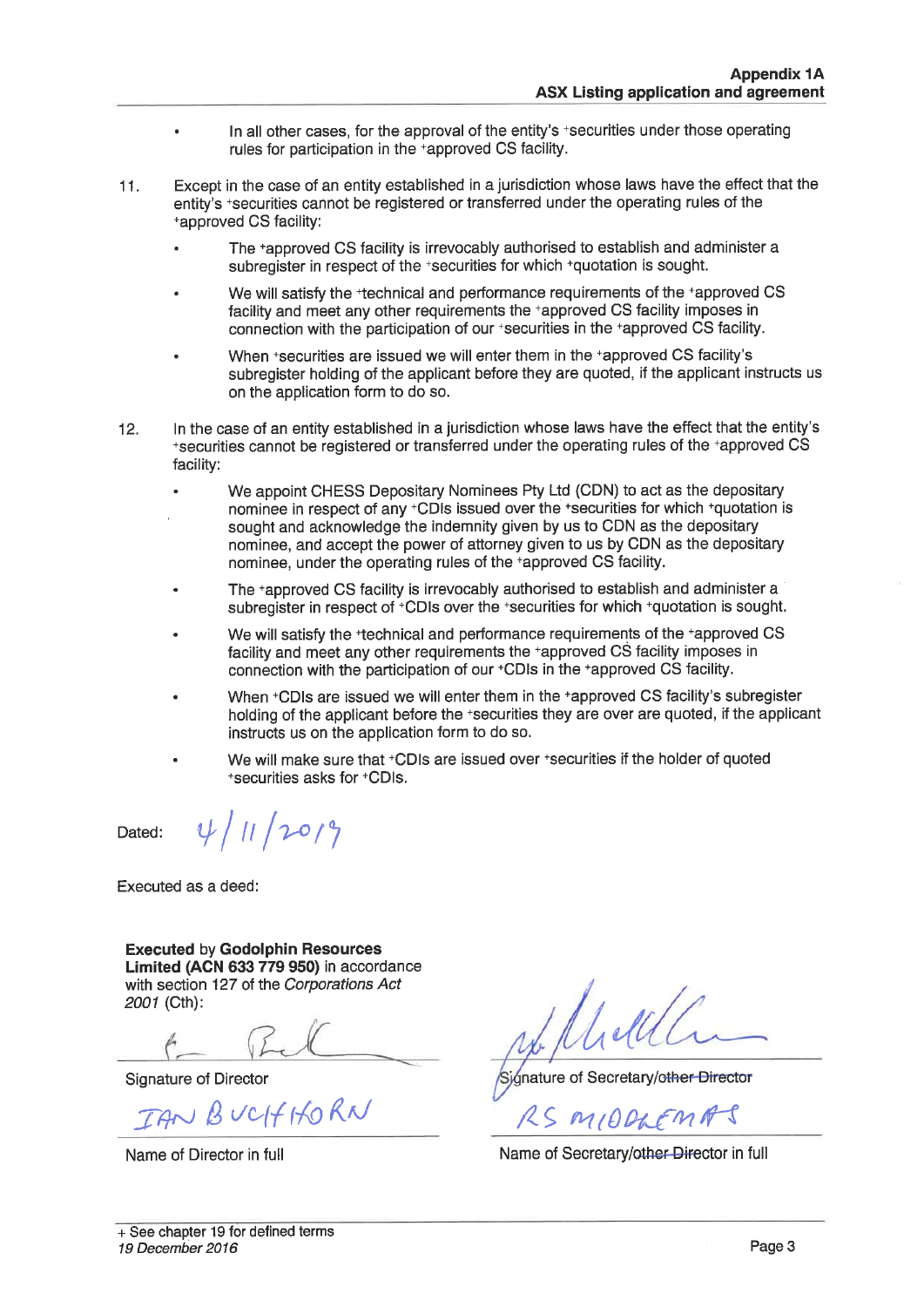- In all other cases, for the approval of the entity's +securities under those operating rules for participation in the +approved CS facility.

11. Except in the case of an entity established in a jurisdiction whose laws have the effect that the entity's +securities cannot be registered or transferred under the operating rules of the +approved CS facility:

    - The +approved CS facility is irrevocably authorised to establish and administer a subregister in respect of the +securities for which +quotation is sought.
    - We will satisfy the +technical and performance requirements of the +approved CS facility and meet any other requirements the +approved CS facility imposes in connection with the participation of our +securities in the +approved CS facility.
    - When +securities are issued we will enter them in the +approved CS facility's subregister holding of the applicant before they are quoted, if the applicant instructs us on the application form to do so.

12. In the case of an entity established in a jurisdiction whose laws have the effect that the entity's +securities cannot be registered or transferred under the operating rules of the +approved CS facility:

    - We appoint CHESS Depositary Nominees Pty Ltd (CDN) to act as the depositary nominee in respect of any +CDIs issued over the +securities for which +quotation is sought and acknowledge the indemnity given by us to CDN as the depositary nominee, and accept the power of attorney given to us by CDN as the depositary nominee, under the operating rules of the +approved CS facility.
    - The +approved CS facility is irrevocably authorised to establish and administer a subregister in respect of +CDIs over the +securities for which +quotation is sought.
    - We will satisfy the +technical and performance requirements of the +approved CS facility and meet any other requirements the +approved CS facility imposes in connection with the participation of our +CDIs in the +approved CS facility.
    - When +CDIs are issued we will enter them in the +approved CS facility's subregister holding of the applicant before the +securities they are over are quoted, if the applicant instructs us on the application form to do so.
    - We will make sure that +CDIs are issued over +securities if the holder of quoted +securities asks for +CDIs.

Dated: 4/11/2019

Executed as a deed:

**Executed** by **Godolphin Resources Limited (ACN 633 779 950)** in accordance with section 127 of the *Corporations Act 2001* (Cth):

| | |
|---|---|
| [Signature] | [Signature] |
| Signature of Director | Signature of Secretary/~~other Director~~ |
| IAN BUCHHORN | RS MIDDLEMAS |
| Name of Director in full | Name of Secretary/~~other Director~~ in full |

+ See chapter 19 for defined terms
*19 December 2016*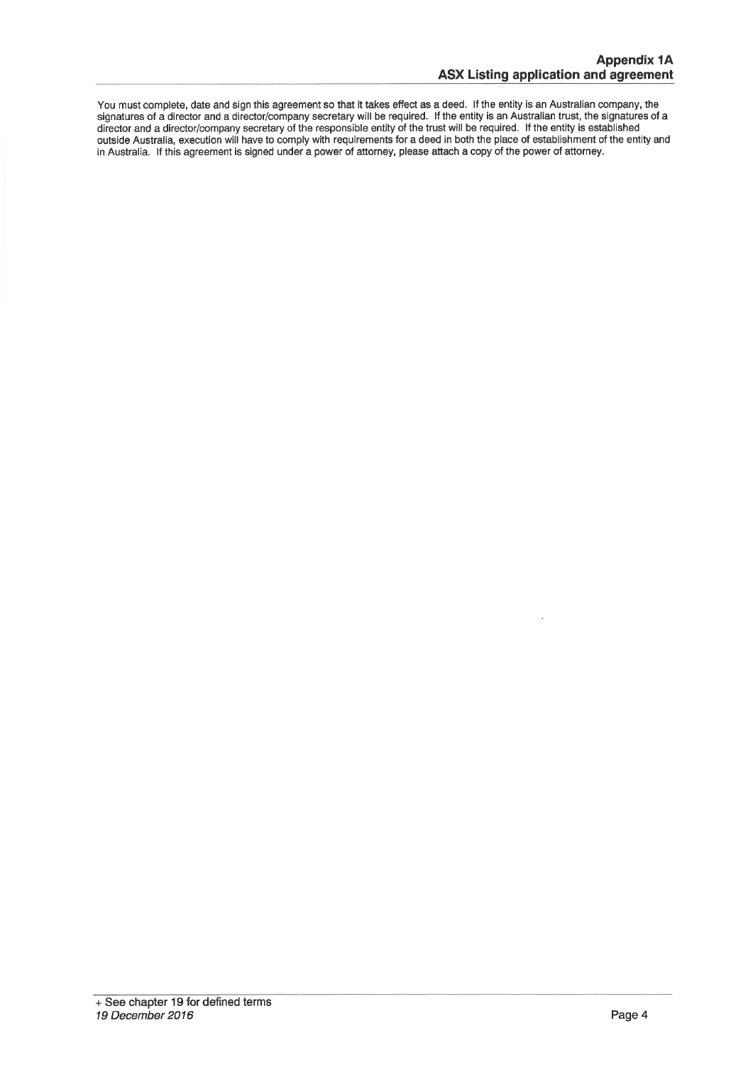You must complete, date and sign this agreement so that it takes effect as a deed. If the entity is an Australian company, the signatures of a director and a director/company secretary will be required. If the entity is an Australian trust, the signatures of a director and a director/company secretary of the responsible entity of the trust will be required. If the entity is established outside Australia, execution will have to comply with requirements for a deed in both the place of establishment of the entity and in Australia. If this agreement is signed under a power of attorney, please attach a copy of the power of attorney.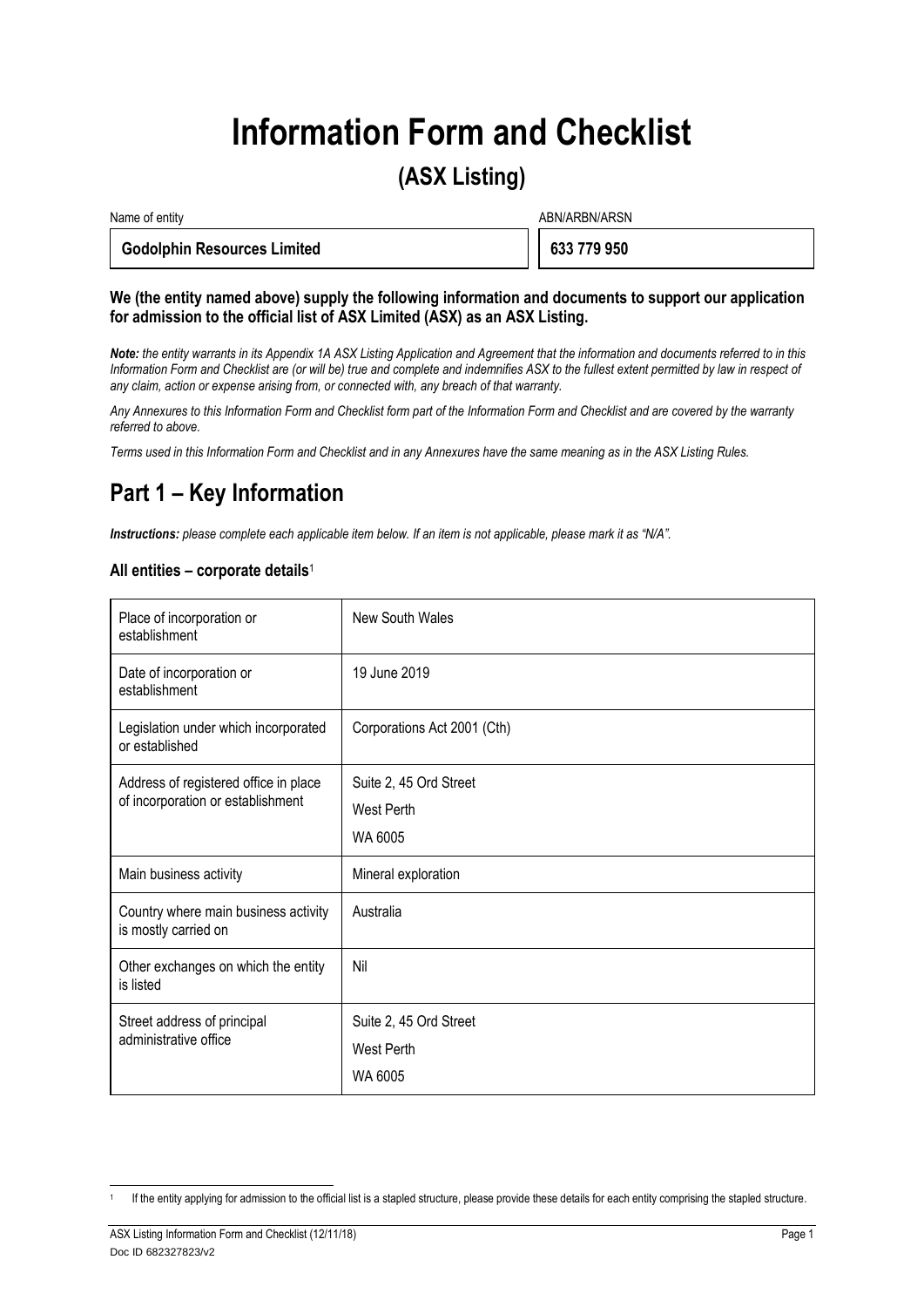# Information Form and Checklist

## (ASX Listing)

| Name of entity | ABN/ARBN/ARSN |
|---|---|
| **Godolphin Resources Limited** | **633 779 950** |

**We (the entity named above) supply the following information and documents to support our application for admission to the official list of ASX Limited (ASX) as an ASX Listing.**

***Note:*** *the entity warrants in its Appendix 1A ASX Listing Application and Agreement that the information and documents referred to in this Information Form and Checklist are (or will be) true and complete and indemnifies ASX to the fullest extent permitted by law in respect of any claim, action or expense arising from, or connected with, any breach of that warranty.*

*Any Annexures to this Information Form and Checklist form part of the Information Form and Checklist and are covered by the warranty referred to above.*

*Terms used in this Information Form and Checklist and in any Annexures have the same meaning as in the ASX Listing Rules.*

## Part 1 – Key Information

***Instructions:*** *please complete each applicable item below. If an item is not applicable, please mark it as "N/A".*

### All entities – corporate details[1]

| | |
|---|---|
| Place of incorporation or establishment | New South Wales |
| Date of incorporation or establishment | 19 June 2019 |
| Legislation under which incorporated or established | Corporations Act 2001 (Cth) |
| Address of registered office in place of incorporation or establishment | Suite 2, 45 Ord Street<br>West Perth<br>WA 6005 |
| Main business activity | Mineral exploration |
| Country where main business activity is mostly carried on | Australia |
| Other exchanges on which the entity is listed | Nil |
| Street address of principal administrative office | Suite 2, 45 Ord Street<br>West Perth<br>WA 6005 |

[1] If the entity applying for admission to the official list is a stapled structure, please provide these details for each entity comprising the stapled structure.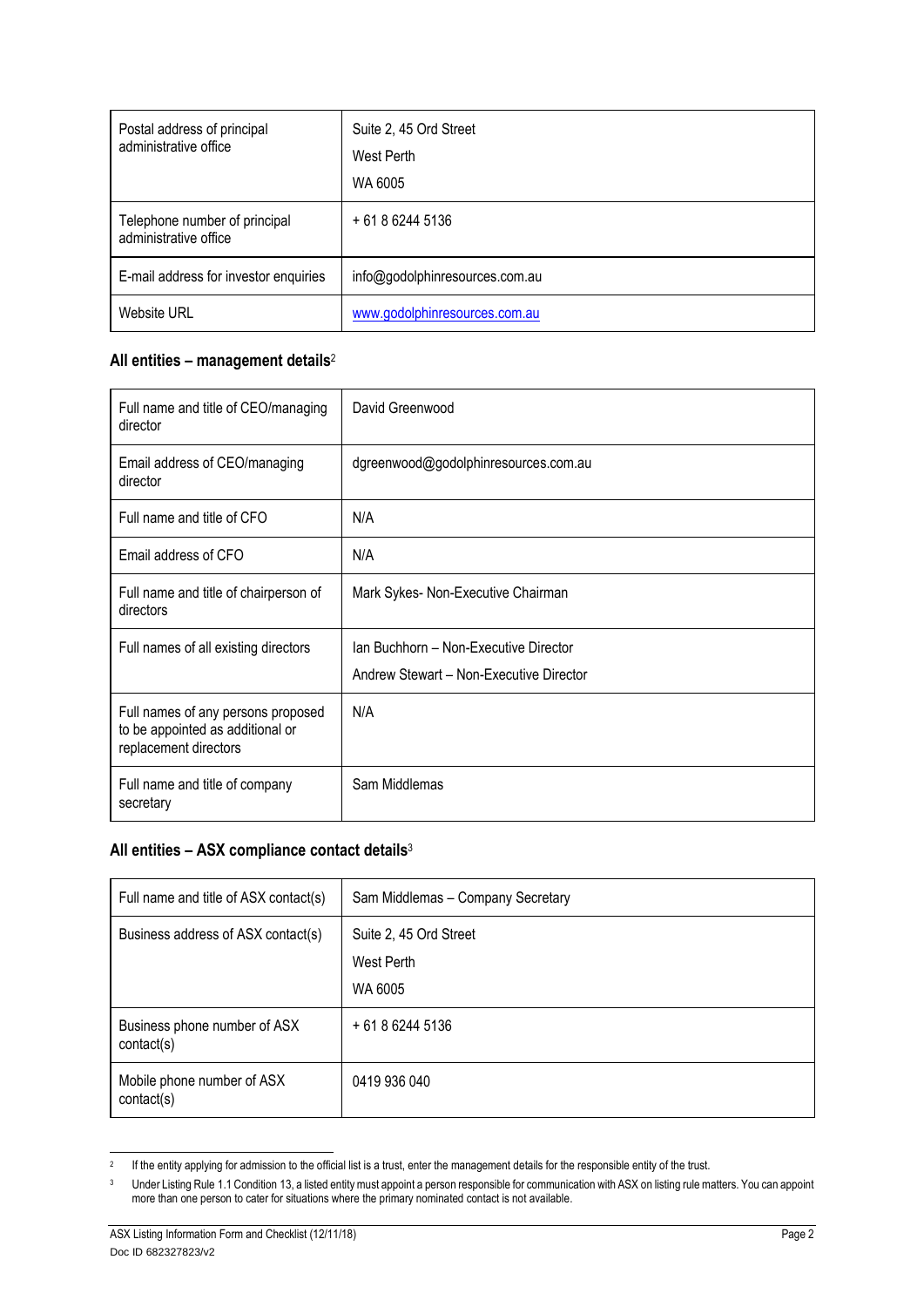| Postal address of principal administrative office | Suite 2, 45 Ord Street<br>West Perth<br>WA 6005 |
|---|---|
| Telephone number of principal administrative office | + 61 8 6244 5136 |
| E-mail address for investor enquiries | info@godolphinresources.com.au |
| Website URL | www.godolphinresources.com.au |

### All entities – management details[2]

| Full name and title of CEO/managing director | David Greenwood |
|---|---|
| Email address of CEO/managing director | dgreenwood@godolphinresources.com.au |
| Full name and title of CFO | N/A |
| Email address of CFO | N/A |
| Full name and title of chairperson of directors | Mark Sykes- Non-Executive Chairman |
| Full names of all existing directors | Ian Buchhorn – Non-Executive Director<br>Andrew Stewart – Non-Executive Director |
| Full names of any persons proposed to be appointed as additional or replacement directors | N/A |
| Full name and title of company secretary | Sam Middlemas |

### All entities – ASX compliance contact details[3]

| Full name and title of ASX contact(s) | Sam Middlemas – Company Secretary |
|---|---|
| Business address of ASX contact(s) | Suite 2, 45 Ord Street<br>West Perth<br>WA 6005 |
| Business phone number of ASX contact(s) | + 61 8 6244 5136 |
| Mobile phone number of ASX contact(s) | 0419 936 040 |

[2] If the entity applying for admission to the official list is a trust, enter the management details for the responsible entity of the trust.

[3] Under Listing Rule 1.1 Condition 13, a listed entity must appoint a person responsible for communication with ASX on listing rule matters. You can appoint more than one person to cater for situations where the primary nominated contact is not available.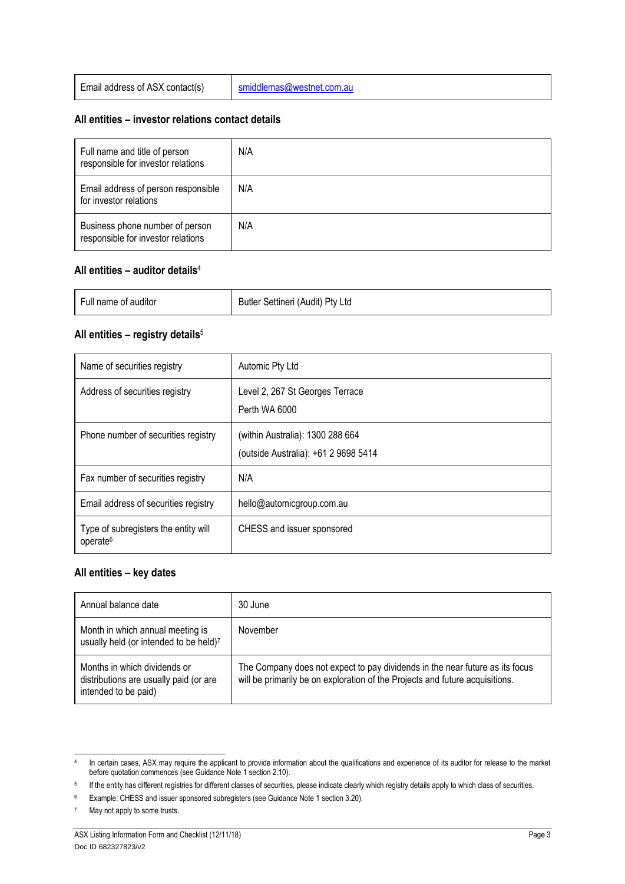| Email address of ASX contact(s) | smiddlemas@westnet.com.au |
|---|---|

### All entities – investor relations contact details

| Full name and title of person responsible for investor relations | N/A |
|---|---|
| Email address of person responsible for investor relations | N/A |
| Business phone number of person responsible for investor relations | N/A |

### All entities – auditor details[4]

| Full name of auditor | Butler Settineri (Audit) Pty Ltd |
|---|---|

### All entities – registry details[5]

| Name of securities registry | Automic Pty Ltd |
|---|---|
| Address of securities registry | Level 2, 267 St Georges Terrace<br>Perth WA 6000 |
| Phone number of securities registry | (within Australia): 1300 288 664<br>(outside Australia): +61 2 9698 5414 |
| Fax number of securities registry | N/A |
| Email address of securities registry | hello@automicgroup.com.au |
| Type of subregisters the entity will operate[6] | CHESS and issuer sponsored |

### All entities – key dates

| Annual balance date | 30 June |
|---|---|
| Month in which annual meeting is usually held (or intended to be held)[7] | November |
| Months in which dividends or distributions are usually paid (or are intended to be paid) | The Company does not expect to pay dividends in the near future as its focus will be primarily be on exploration of the Projects and future acquisitions. |

[4] In certain cases, ASX may require the applicant to provide information about the qualifications and experience of its auditor for release to the market before quotation commences (see Guidance Note 1 section 2.10).

[5] If the entity has different registries for different classes of securities, please indicate clearly which registry details apply to which class of securities.

[6] Example: CHESS and issuer sponsored subregisters (see Guidance Note 1 section 3.20).

[7] May not apply to some trusts.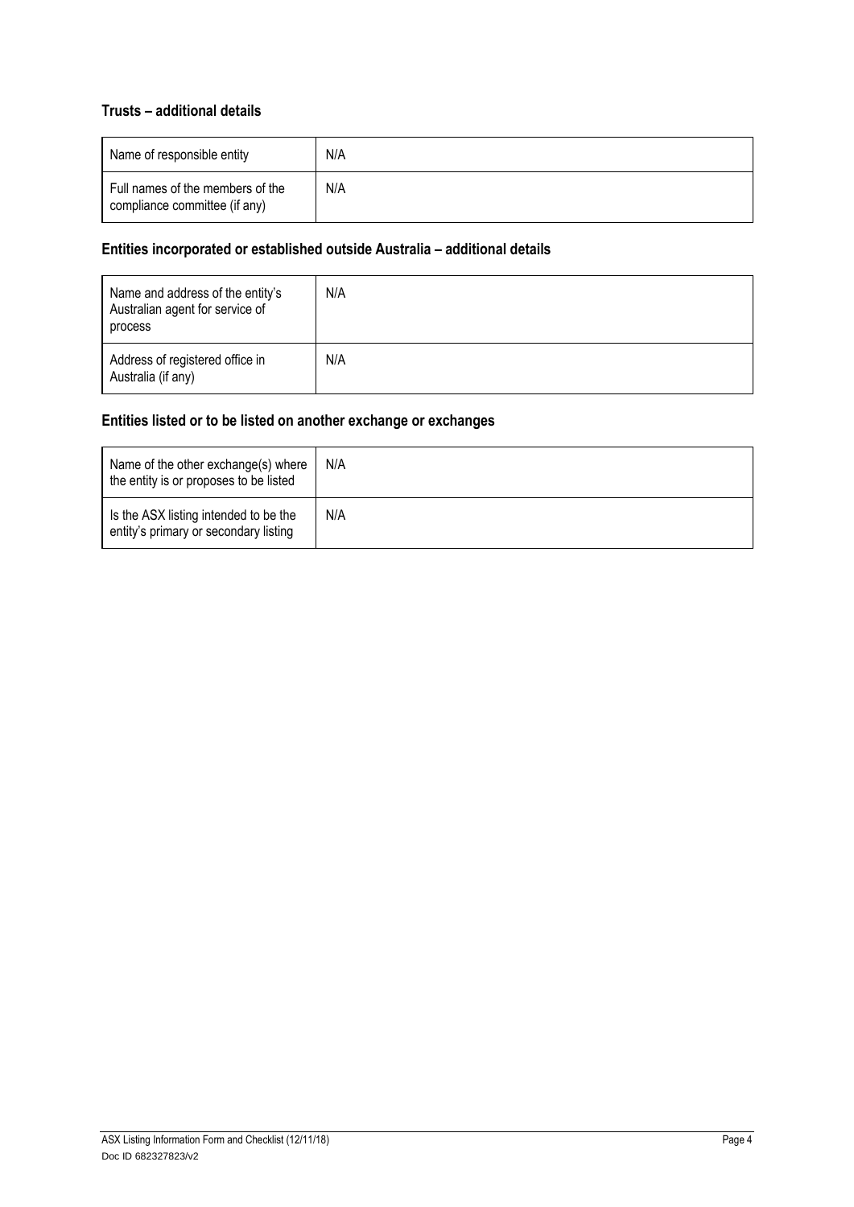### Trusts – additional details

| Name of responsible entity | N/A |
|---|---|
| Full names of the members of the compliance committee (if any) | N/A |

### Entities incorporated or established outside Australia – additional details

| Name and address of the entity's Australian agent for service of process | N/A |
|---|---|
| Address of registered office in Australia (if any) | N/A |

### Entities listed or to be listed on another exchange or exchanges

| Name of the other exchange(s) where the entity is or proposes to be listed | N/A |
|---|---|
| Is the ASX listing intended to be the entity's primary or secondary listing | N/A |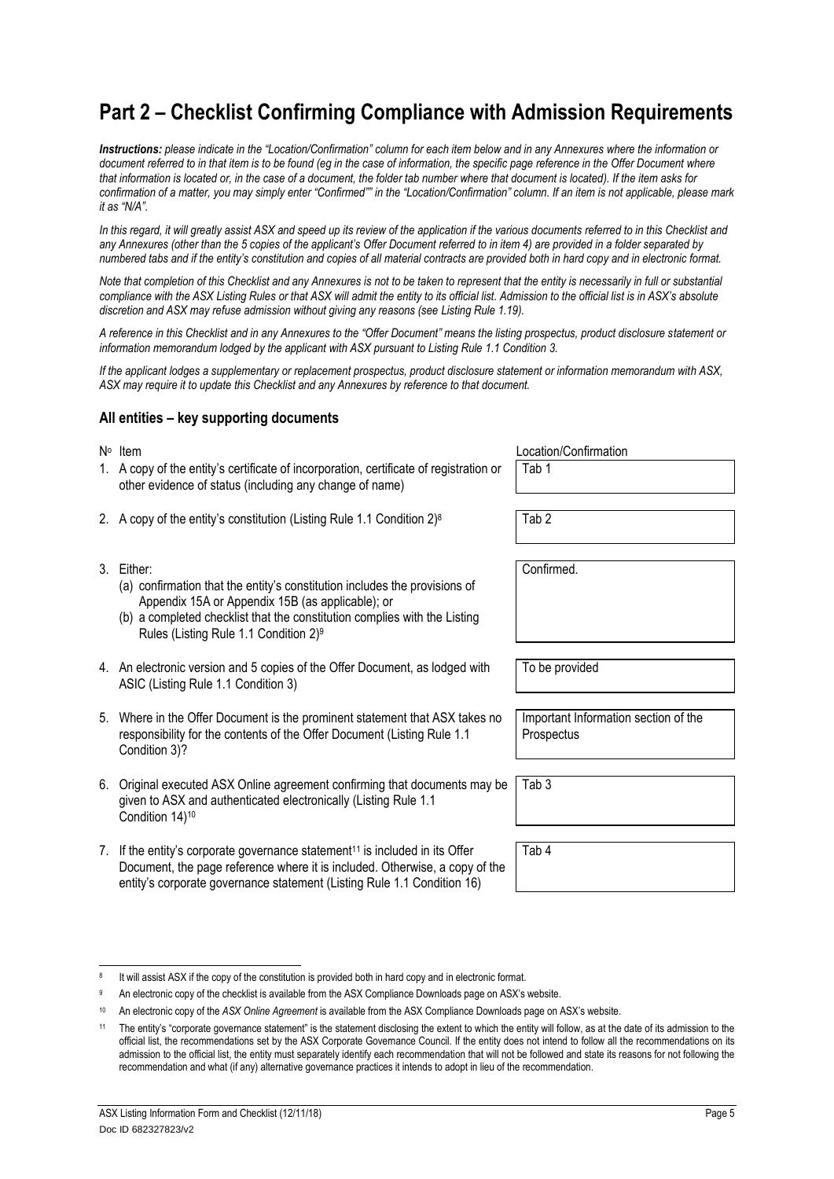# Part 2 – Checklist Confirming Compliance with Admission Requirements

***Instructions:*** *please indicate in the "Location/Confirmation" column for each item below and in any Annexures where the information or document referred to in that item is to be found (eg in the case of information, the specific page reference in the Offer Document where that information is located or, in the case of a document, the folder tab number where that document is located). If the item asks for confirmation of a matter, you may simply enter "Confirmed"" in the "Location/Confirmation" column. If an item is not applicable, please mark it as "N/A".*

*In this regard, it will greatly assist ASX and speed up its review of the application if the various documents referred to in this Checklist and any Annexures (other than the 5 copies of the applicant's Offer Document referred to in item 4) are provided in a folder separated by numbered tabs and if the entity's constitution and copies of all material contracts are provided both in hard copy and in electronic format.*

*Note that completion of this Checklist and any Annexures is not to be taken to represent that the entity is necessarily in full or substantial compliance with the ASX Listing Rules or that ASX will admit the entity to its official list. Admission to the official list is in ASX's absolute discretion and ASX may refuse admission without giving any reasons (see Listing Rule 1.19).*

*A reference in this Checklist and in any Annexures to the "Offer Document" means the listing prospectus, product disclosure statement or information memorandum lodged by the applicant with ASX pursuant to Listing Rule 1.1 Condition 3.*

*If the applicant lodges a supplementary or replacement prospectus, product disclosure statement or information memorandum with ASX, ASX may require it to update this Checklist and any Annexures by reference to that document.*

### All entities – key supporting documents

| Nº | Item | Location/Confirmation |
|---|---|---|
| 1. | A copy of the entity's certificate of incorporation, certificate of registration or other evidence of status (including any change of name) | Tab 1 |
| 2. | A copy of the entity's constitution (Listing Rule 1.1 Condition 2)[8] | Tab 2 |
| 3. | Either:<br>(a) confirmation that the entity's constitution includes the provisions of Appendix 15A or Appendix 15B (as applicable); or<br>(b) a completed checklist that the constitution complies with the Listing Rules (Listing Rule 1.1 Condition 2)[9] | Confirmed. |
| 4. | An electronic version and 5 copies of the Offer Document, as lodged with ASIC (Listing Rule 1.1 Condition 3) | To be provided |
| 5. | Where in the Offer Document is the prominent statement that ASX takes no responsibility for the contents of the Offer Document (Listing Rule 1.1 Condition 3)? | Important Information section of the Prospectus |
| 6. | Original executed ASX Online agreement confirming that documents may be given to ASX and authenticated electronically (Listing Rule 1.1 Condition 14)[10] | Tab 3 |
| 7. | If the entity's corporate governance statement[11] is included in its Offer Document, the page reference where it is included. Otherwise, a copy of the entity's corporate governance statement (Listing Rule 1.1 Condition 16) | Tab 4 |

[8] It will assist ASX if the copy of the constitution is provided both in hard copy and in electronic format.

[9] An electronic copy of the checklist is available from the ASX Compliance Downloads page on ASX's website.

[10] An electronic copy of the *ASX Online Agreement* is available from the ASX Compliance Downloads page on ASX's website.

[11] The entity's "corporate governance statement" is the statement disclosing the extent to which the entity will follow, as at the date of its admission to the official list, the recommendations set by the ASX Corporate Governance Council. If the entity does not intend to follow all the recommendations on its admission to the official list, the entity must separately identify each recommendation that will not be followed and state its reasons for not following the recommendation and what (if any) alternative governance practices it intends to adopt in lieu of the recommendation.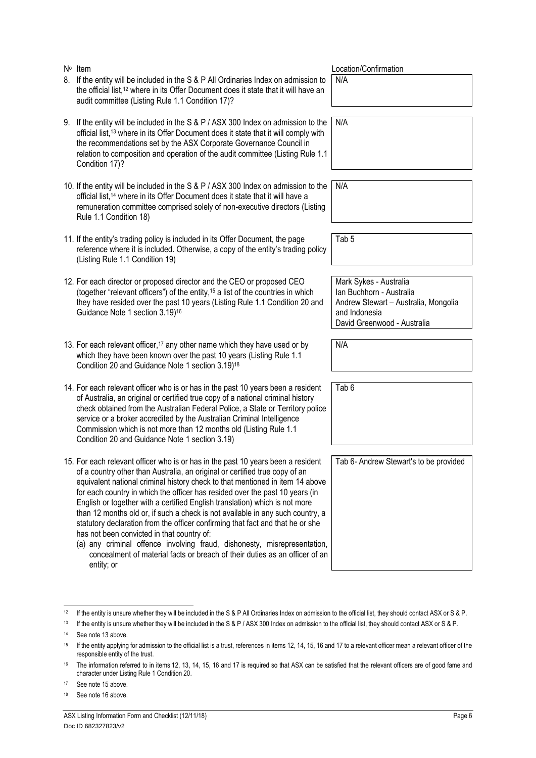| Nº Item | Location/Confirmation |
|---|---|
| 8. If the entity will be included in the S & P All Ordinaries Index on admission to the official list,[12] where in its Offer Document does it state that it will have an audit committee (Listing Rule 1.1 Condition 17)? | N/A |
| 9. If the entity will be included in the S & P / ASX 300 Index on admission to the official list,[13] where in its Offer Document does it state that it will comply with the recommendations set by the ASX Corporate Governance Council in relation to composition and operation of the audit committee (Listing Rule 1.1 Condition 17)? | N/A |
| 10. If the entity will be included in the S & P / ASX 300 Index on admission to the official list,[14] where in its Offer Document does it state that it will have a remuneration committee comprised solely of non-executive directors (Listing Rule 1.1 Condition 18) | N/A |
| 11. If the entity's trading policy is included in its Offer Document, the page reference where it is included. Otherwise, a copy of the entity's trading policy (Listing Rule 1.1 Condition 19) | Tab 5 |
| 12. For each director or proposed director and the CEO or proposed CEO (together "relevant officers") of the entity,[15] a list of the countries in which they have resided over the past 10 years (Listing Rule 1.1 Condition 20 and Guidance Note 1 section 3.19)[16] | Mark Sykes - Australia<br>Ian Buchhorn - Australia<br>Andrew Stewart – Australia, Mongolia and Indonesia<br>David Greenwood - Australia |
| 13. For each relevant officer,[17] any other name which they have used or by which they have been known over the past 10 years (Listing Rule 1.1 Condition 20 and Guidance Note 1 section 3.19)[18] | N/A |
| 14. For each relevant officer who is or has in the past 10 years been a resident of Australia, an original or certified true copy of a national criminal history check obtained from the Australian Federal Police, a State or Territory police service or a broker accredited by the Australian Criminal Intelligence Commission which is not more than 12 months old (Listing Rule 1.1 Condition 20 and Guidance Note 1 section 3.19) | Tab 6 |
| 15. For each relevant officer who is or has in the past 10 years been a resident of a country other than Australia, an original or certified true copy of an equivalent national criminal history check to that mentioned in item 14 above for each country in which the officer has resided over the past 10 years (in English or together with a certified English translation) which is not more than 12 months old or, if such a check is not available in any such country, a statutory declaration from the officer confirming that fact and that he or she has not been convicted in that country of:<br>(a) any criminal offence involving fraud, dishonesty, misrepresentation, concealment of material facts or breach of their duties as an officer of an entity; or | Tab 6- Andrew Stewart's to be provided |

[12] If the entity is unsure whether they will be included in the S & P All Ordinaries Index on admission to the official list, they should contact ASX or S & P.

[13] If the entity is unsure whether they will be included in the S & P / ASX 300 Index on admission to the official list, they should contact ASX or S & P.

[14] See note 13 above.

[15] If the entity applying for admission to the official list is a trust, references in items 12, 14, 15, 16 and 17 to a relevant officer mean a relevant officer of the responsible entity of the trust.

[16] The information referred to in items 12, 13, 14, 15, 16 and 17 is required so that ASX can be satisfied that the relevant officers are of good fame and character under Listing Rule 1 Condition 20.

[17] See note 15 above.

[18] See note 16 above.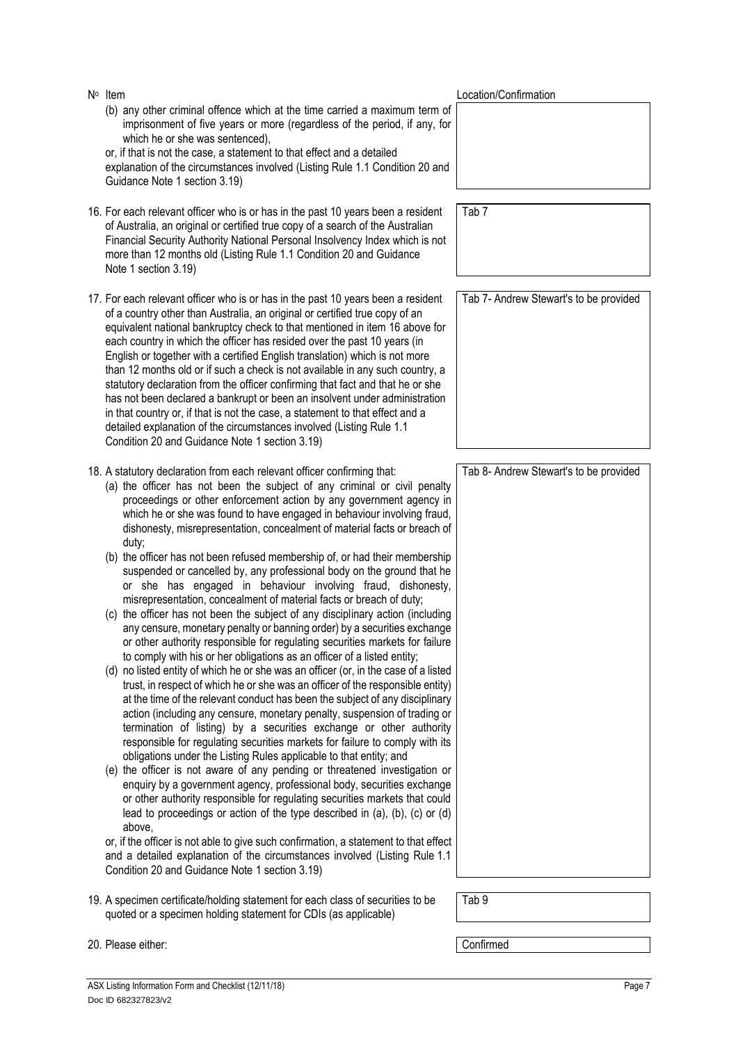| Nº Item | Location/Confirmation |
|---|---|
| (b) any other criminal offence which at the time carried a maximum term of imprisonment of five years or more (regardless of the period, if any, for which he or she was sentenced),<br>or, if that is not the case, a statement to that effect and a detailed explanation of the circumstances involved (Listing Rule 1.1 Condition 20 and Guidance Note 1 section 3.19) | |
| 16. For each relevant officer who is or has in the past 10 years been a resident of Australia, an original or certified true copy of a search of the Australian Financial Security Authority National Personal Insolvency Index which is not more than 12 months old (Listing Rule 1.1 Condition 20 and Guidance Note 1 section 3.19) | Tab 7 |
| 17. For each relevant officer who is or has in the past 10 years been a resident of a country other than Australia, an original or certified true copy of an equivalent national bankruptcy check to that mentioned in item 16 above for each country in which the officer has resided over the past 10 years (in English or together with a certified English translation) which is not more than 12 months old or if such a check is not available in any such country, a statutory declaration from the officer confirming that fact and that he or she has not been declared a bankrupt or been an insolvent under administration in that country or, if that is not the case, a statement to that effect and a detailed explanation of the circumstances involved (Listing Rule 1.1 Condition 20 and Guidance Note 1 section 3.19) | Tab 7- Andrew Stewart's to be provided |
| 18. A statutory declaration from each relevant officer confirming that:<br>(a) the officer has not been the subject of any criminal or civil penalty proceedings or other enforcement action by any government agency in which he or she was found to have engaged in behaviour involving fraud, dishonesty, misrepresentation, concealment of material facts or breach of duty;<br>(b) the officer has not been refused membership of, or had their membership suspended or cancelled by, any professional body on the ground that he or she has engaged in behaviour involving fraud, dishonesty, misrepresentation, concealment of material facts or breach of duty;<br>(c) the officer has not been the subject of any disciplinary action (including any censure, monetary penalty or banning order) by a securities exchange or other authority responsible for regulating securities markets for failure to comply with his or her obligations as an officer of a listed entity;<br>(d) no listed entity of which he or she was an officer (or, in the case of a listed trust, in respect of which he or she was an officer of the responsible entity) at the time of the relevant conduct has been the subject of any disciplinary action (including any censure, monetary penalty, suspension of trading or termination of listing) by a securities exchange or other authority responsible for regulating securities markets for failure to comply with its obligations under the Listing Rules applicable to that entity; and<br>(e) the officer is not aware of any pending or threatened investigation or enquiry by a government agency, professional body, securities exchange or other authority responsible for regulating securities markets that could lead to proceedings or action of the type described in (a), (b), (c) or (d) above,<br>or, if the officer is not able to give such confirmation, a statement to that effect and a detailed explanation of the circumstances involved (Listing Rule 1.1 Condition 20 and Guidance Note 1 section 3.19) | Tab 8- Andrew Stewart's to be provided |
| 19. A specimen certificate/holding statement for each class of securities to be quoted or a specimen holding statement for CDIs (as applicable) | Tab 9 |
| 20. Please either: | Confirmed |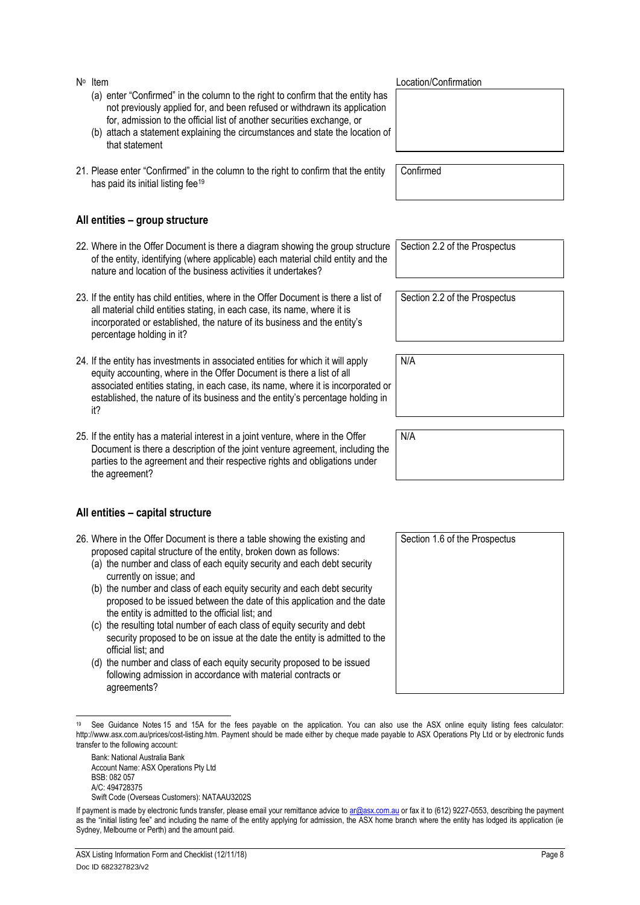| Nº Item | Location/Confirmation |
|---|---|
| (a) enter "Confirmed" in the column to the right to confirm that the entity has not previously applied for, and been refused or withdrawn its application for, admission to the official list of another securities exchange, or<br>(b) attach a statement explaining the circumstances and state the location of that statement | |
| 21. Please enter "Confirmed" in the column to the right to confirm that the entity has paid its initial listing fee[19] | Confirmed |

## All entities – group structure

| Nº Item | Location/Confirmation |
|---|---|
| 22. Where in the Offer Document is there a diagram showing the group structure of the entity, identifying (where applicable) each material child entity and the nature and location of the business activities it undertakes? | Section 2.2 of the Prospectus |
| 23. If the entity has child entities, where in the Offer Document is there a list of all material child entities stating, in each case, its name, where it is incorporated or established, the nature of its business and the entity's percentage holding in it? | Section 2.2 of the Prospectus |
| 24. If the entity has investments in associated entities for which it will apply equity accounting, where in the Offer Document is there a list of all associated entities stating, in each case, its name, where it is incorporated or established, the nature of its business and the entity's percentage holding in it? | N/A |
| 25. If the entity has a material interest in a joint venture, where in the Offer Document is there a description of the joint venture agreement, including the parties to the agreement and their respective rights and obligations under the agreement? | N/A |

## All entities – capital structure

| Nº Item | Location/Confirmation |
|---|---|
| 26. Where in the Offer Document is there a table showing the existing and proposed capital structure of the entity, broken down as follows:<br>(a) the number and class of each equity security and each debt security currently on issue; and<br>(b) the number and class of each equity security and each debt security proposed to be issued between the date of this application and the date the entity is admitted to the official list; and<br>(c) the resulting total number of each class of equity security and debt security proposed to be on issue at the date the entity is admitted to the official list; and<br>(d) the number and class of each equity security proposed to be issued following admission in accordance with material contracts or agreements? | Section 1.6 of the Prospectus |

[19] See Guidance Notes 15 and 15A for the fees payable on the application. You can also use the ASX online equity listing fees calculator: http://www.asx.com.au/prices/cost-listing.htm. Payment should be made either by cheque made payable to ASX Operations Pty Ltd or by electronic funds transfer to the following account:

Bank: National Australia Bank
Account Name: ASX Operations Pty Ltd
BSB: 082 057
A/C: 494728375
Swift Code (Overseas Customers): NATAAU3202S

If payment is made by electronic funds transfer, please email your remittance advice to ar@asx.com.au or fax it to (612) 9227-0553, describing the payment as the "initial listing fee" and including the name of the entity applying for admission, the ASX home branch where the entity has lodged its application (ie Sydney, Melbourne or Perth) and the amount paid.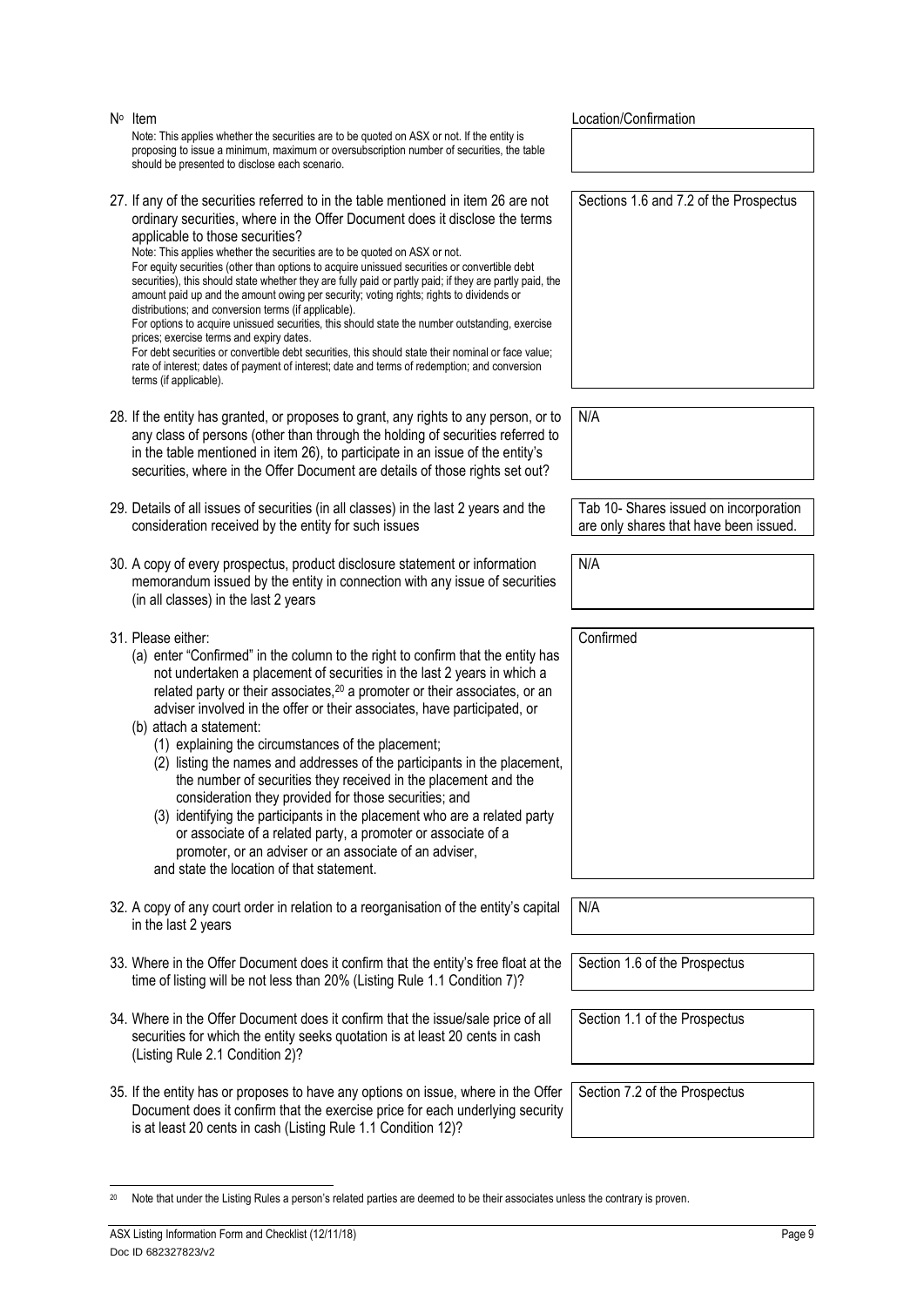| Nº | Item | Location/Confirmation |
|---|---|---|
| | Note: This applies whether the securities are to be quoted on ASX or not. If the entity is proposing to issue a minimum, maximum or oversubscription number of securities, the table should be presented to disclose each scenario. | |
| 27. | If any of the securities referred to in the table mentioned in item 26 are not ordinary securities, where in the Offer Document does it disclose the terms applicable to those securities?<br>Note: This applies whether the securities are to be quoted on ASX or not.<br>For equity securities (other than options to acquire unissued securities or convertible debt securities), this should state whether they are fully paid or partly paid; if they are partly paid, the amount paid up and the amount owing per security; voting rights; rights to dividends or distributions; and conversion terms (if applicable).<br>For options to acquire unissued securities, this should state the number outstanding, exercise prices; exercise terms and expiry dates.<br>For debt securities or convertible debt securities, this should state their nominal or face value; rate of interest; dates of payment of interest; date and terms of redemption; and conversion terms (if applicable). | Sections 1.6 and 7.2 of the Prospectus |
| 28. | If the entity has granted, or proposes to grant, any rights to any person, or to any class of persons (other than through the holding of securities referred to in the table mentioned in item 26), to participate in an issue of the entity's securities, where in the Offer Document are details of those rights set out? | N/A |
| 29. | Details of all issues of securities (in all classes) in the last 2 years and the consideration received by the entity for such issues | Tab 10- Shares issued on incorporation are only shares that have been issued. |
| 30. | A copy of every prospectus, product disclosure statement or information memorandum issued by the entity in connection with any issue of securities (in all classes) in the last 2 years | N/A |
| 31. | Please either:<br>(a) enter "Confirmed" in the column to the right to confirm that the entity has not undertaken a placement of securities in the last 2 years in which a related party or their associates,[20] a promoter or their associates, or an adviser involved in the offer or their associates, have participated, or<br>(b) attach a statement:<br>(1) explaining the circumstances of the placement;<br>(2) listing the names and addresses of the participants in the placement, the number of securities they received in the placement and the consideration they provided for those securities; and<br>(3) identifying the participants in the placement who are a related party or associate of a related party, a promoter or associate of a promoter, or an adviser or an associate of an adviser,<br>and state the location of that statement. | Confirmed |
| 32. | A copy of any court order in relation to a reorganisation of the entity's capital in the last 2 years | N/A |
| 33. | Where in the Offer Document does it confirm that the entity's free float at the time of listing will be not less than 20% (Listing Rule 1.1 Condition 7)? | Section 1.6 of the Prospectus |
| 34. | Where in the Offer Document does it confirm that the issue/sale price of all securities for which the entity seeks quotation is at least 20 cents in cash (Listing Rule 2.1 Condition 2)? | Section 1.1 of the Prospectus |
| 35. | If the entity has or proposes to have any options on issue, where in the Offer Document does it confirm that the exercise price for each underlying security is at least 20 cents in cash (Listing Rule 1.1 Condition 12)? | Section 7.2 of the Prospectus |

[20] Note that under the Listing Rules a person's related parties are deemed to be their associates unless the contrary is proven.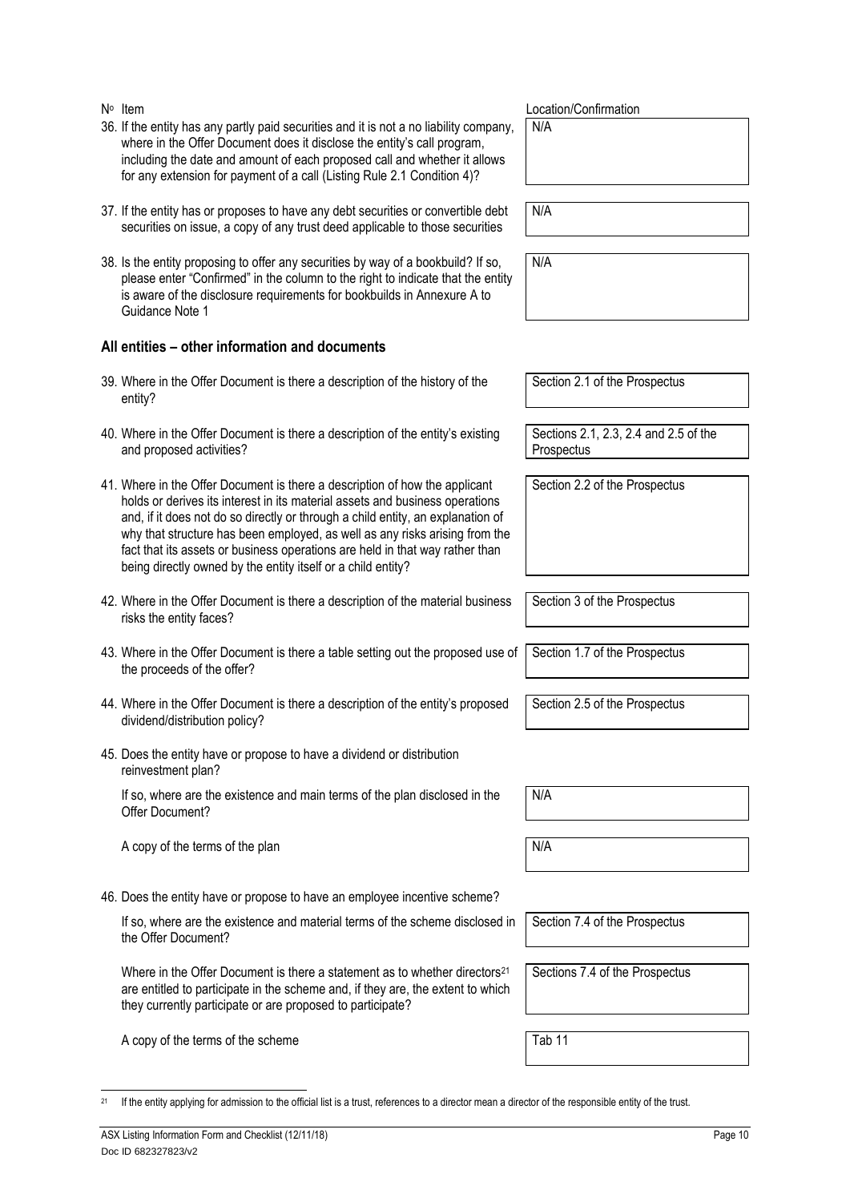| Nº Item | Location/Confirmation |
|---|---|
| 36. If the entity has any partly paid securities and it is not a no liability company, where in the Offer Document does it disclose the entity's call program, including the date and amount of each proposed call and whether it allows for any extension for payment of a call (Listing Rule 2.1 Condition 4)? | N/A |
| 37. If the entity has or proposes to have any debt securities or convertible debt securities on issue, a copy of any trust deed applicable to those securities | N/A |
| 38. Is the entity proposing to offer any securities by way of a bookbuild? If so, please enter "Confirmed" in the column to the right to indicate that the entity is aware of the disclosure requirements for bookbuilds in Annexure A to Guidance Note 1 | N/A |

## All entities – other information and documents

| Nº Item | Location/Confirmation |
|---|---|
| 39. Where in the Offer Document is there a description of the history of the entity? | Section 2.1 of the Prospectus |
| 40. Where in the Offer Document is there a description of the entity's existing and proposed activities? | Sections 2.1, 2.3, 2.4 and 2.5 of the Prospectus |
| 41. Where in the Offer Document is there a description of how the applicant holds or derives its interest in its material assets and business operations and, if it does not do so directly or through a child entity, an explanation of why that structure has been employed, as well as any risks arising from the fact that its assets or business operations are held in that way rather than being directly owned by the entity itself or a child entity? | Section 2.2 of the Prospectus |
| 42. Where in the Offer Document is there a description of the material business risks the entity faces? | Section 3 of the Prospectus |
| 43. Where in the Offer Document is there a table setting out the proposed use of the proceeds of the offer? | Section 1.7 of the Prospectus |
| 44. Where in the Offer Document is there a description of the entity's proposed dividend/distribution policy? | Section 2.5 of the Prospectus |
| 45. Does the entity have or propose to have a dividend or distribution reinvestment plan? | |
| If so, where are the existence and main terms of the plan disclosed in the Offer Document? | N/A |
| A copy of the terms of the plan | N/A |
| 46. Does the entity have or propose to have an employee incentive scheme? | |
| If so, where are the existence and material terms of the scheme disclosed in the Offer Document? | Section 7.4 of the Prospectus |
| Where in the Offer Document is there a statement as to whether directors[21] are entitled to participate in the scheme and, if they are, the extent to which they currently participate or are proposed to participate? | Sections 7.4 of the Prospectus |
| A copy of the terms of the scheme | Tab 11 |

[21] If the entity applying for admission to the official list is a trust, references to a director mean a director of the responsible entity of the trust.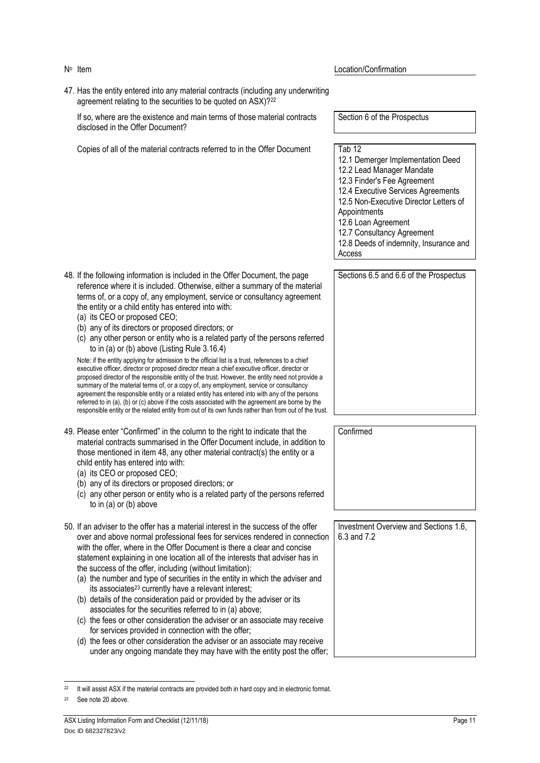| Nº | Item | Location/Confirmation |
|---|---|---|
| 47. | Has the entity entered into any material contracts (including any underwriting agreement relating to the securities to be quoted on ASX)?[22] | |
| | If so, where are the existence and main terms of those material contracts disclosed in the Offer Document? | Section 6 of the Prospectus |
| | Copies of all of the material contracts referred to in the Offer Document | Tab 12<br>12.1 Demerger Implementation Deed<br>12.2 Lead Manager Mandate<br>12.3 Finder's Fee Agreement<br>12.4 Executive Services Agreements<br>12.5 Non-Executive Director Letters of Appointments<br>12.6 Loan Agreement<br>12.7 Consultancy Agreement<br>12.8 Deeds of indemnity, Insurance and Access |
| 48. | If the following information is included in the Offer Document, the page reference where it is included. Otherwise, either a summary of the material terms of, or a copy of, any employment, service or consultancy agreement the entity or a child entity has entered into with:<br>(a) its CEO or proposed CEO;<br>(b) any of its directors or proposed directors; or<br>(c) any other person or entity who is a related party of the persons referred to in (a) or (b) above (Listing Rule 3.16.4)<br><br>Note: if the entity applying for admission to the official list is a trust, references to a chief executive officer, director or proposed director mean a chief executive officer, director or proposed director of the responsible entity of the trust. However, the entity need not provide a summary of the material terms of, or a copy of, any employment, service or consultancy agreement the responsible entity or a related entity has entered into with any of the persons referred to in (a), (b) or (c) above if the costs associated with the agreement are borne by the responsible entity or the related entity from out of its own funds rather than from out of the trust. | Sections 6.5 and 6.6 of the Prospectus |
| 49. | Please enter "Confirmed" in the column to the right to indicate that the material contracts summarised in the Offer Document include, in addition to those mentioned in item 48, any other material contract(s) the entity or a child entity has entered into with:<br>(a) its CEO or proposed CEO;<br>(b) any of its directors or proposed directors; or<br>(c) any other person or entity who is a related party of the persons referred to in (a) or (b) above | Confirmed |
| 50. | If an adviser to the offer has a material interest in the success of the offer over and above normal professional fees for services rendered in connection with the offer, where in the Offer Document is there a clear and concise statement explaining in one location all of the interests that adviser has in the success of the offer, including (without limitation):<br>(a) the number and type of securities in the entity in which the adviser and its associates[23] currently have a relevant interest;<br>(b) details of the consideration paid or provided by the adviser or its associates for the securities referred to in (a) above;<br>(c) the fees or other consideration the adviser or an associate may receive for services provided in connection with the offer;<br>(d) the fees or other consideration the adviser or an associate may receive under any ongoing mandate they may have with the entity post the offer; | Investment Overview and Sections 1.6, 6.3 and 7.2 |

[22] It will assist ASX if the material contracts are provided both in hard copy and in electronic format.

[23] See note 20 above.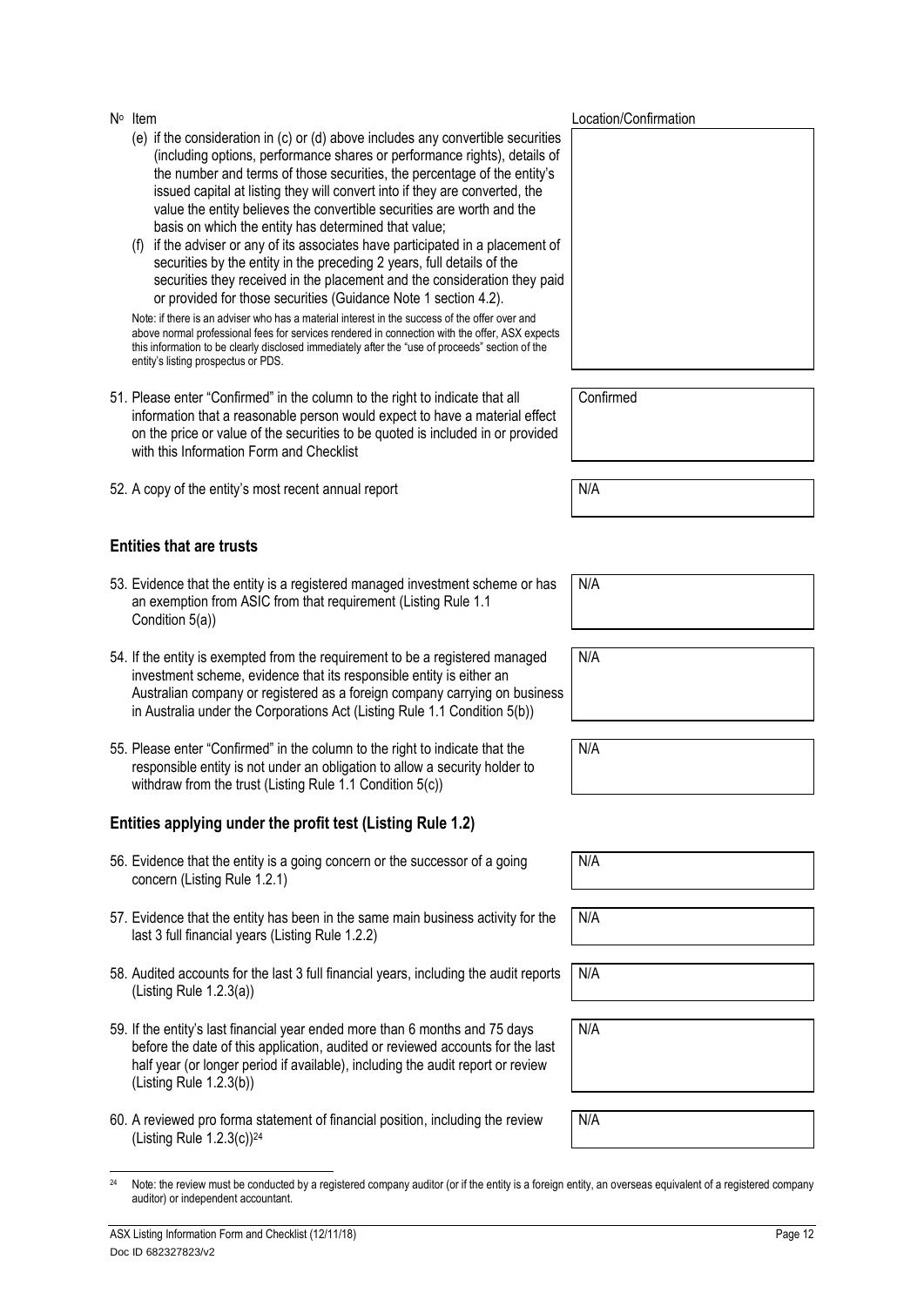| Nº Item | Location/Confirmation |
|---|---|
| (e) if the consideration in (c) or (d) above includes any convertible securities (including options, performance shares or performance rights), details of the number and terms of those securities, the percentage of the entity's issued capital at listing they will convert into if they are converted, the value the entity believes the convertible securities are worth and the basis on which the entity has determined that value;<br>(f) if the adviser or any of its associates have participated in a placement of securities by the entity in the preceding 2 years, full details of the securities they received in the placement and the consideration they paid or provided for those securities (Guidance Note 1 section 4.2).<br>Note: if there is an adviser who has a material interest in the success of the offer over and above normal professional fees for services rendered in connection with the offer, ASX expects this information to be clearly disclosed immediately after the "use of proceeds" section of the entity's listing prospectus or PDS. | |
| 51. Please enter "Confirmed" in the column to the right to indicate that all information that a reasonable person would expect to have a material effect on the price or value of the securities to be quoted is included in or provided with this Information Form and Checklist | Confirmed |
| 52. A copy of the entity's most recent annual report | N/A |

## Entities that are trusts

| | |
|---|---|
| 53. Evidence that the entity is a registered managed investment scheme or has an exemption from ASIC from that requirement (Listing Rule 1.1 Condition 5(a)) | N/A |
| 54. If the entity is exempted from the requirement to be a registered managed investment scheme, evidence that its responsible entity is either an Australian company or registered as a foreign company carrying on business in Australia under the Corporations Act (Listing Rule 1.1 Condition 5(b)) | N/A |
| 55. Please enter "Confirmed" in the column to the right to indicate that the responsible entity is not under an obligation to allow a security holder to withdraw from the trust (Listing Rule 1.1 Condition 5(c)) | N/A |

## Entities applying under the profit test (Listing Rule 1.2)

| | |
|---|---|
| 56. Evidence that the entity is a going concern or the successor of a going concern (Listing Rule 1.2.1) | N/A |
| 57. Evidence that the entity has been in the same main business activity for the last 3 full financial years (Listing Rule 1.2.2) | N/A |
| 58. Audited accounts for the last 3 full financial years, including the audit reports (Listing Rule 1.2.3(a)) | N/A |
| 59. If the entity's last financial year ended more than 6 months and 75 days before the date of this application, audited or reviewed accounts for the last half year (or longer period if available), including the audit report or review (Listing Rule 1.2.3(b)) | N/A |
| 60. A reviewed pro forma statement of financial position, including the review (Listing Rule 1.2.3(c))[24] | N/A |

[24] Note: the review must be conducted by a registered company auditor (or if the entity is a foreign entity, an overseas equivalent of a registered company auditor) or independent accountant.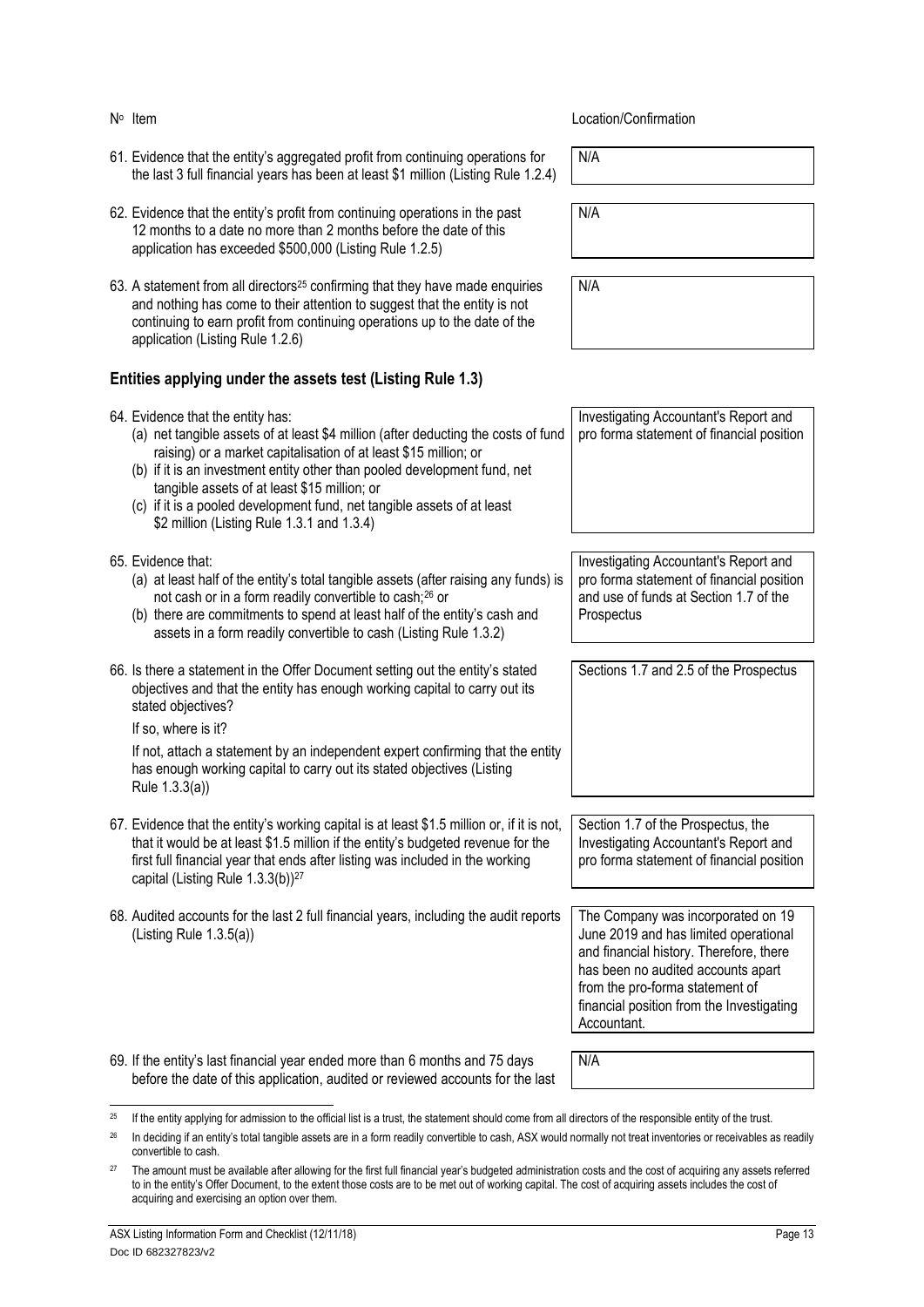| Nº Item | Location/Confirmation |
| --- | --- |
| 61. Evidence that the entity's aggregated profit from continuing operations for the last 3 full financial years has been at least $1 million (Listing Rule 1.2.4) | N/A |
| 62. Evidence that the entity's profit from continuing operations in the past 12 months to a date no more than 2 months before the date of this application has exceeded $500,000 (Listing Rule 1.2.5) | N/A |
| 63. A statement from all directors[25] confirming that they have made enquiries and nothing has come to their attention to suggest that the entity is not continuing to earn profit from continuing operations up to the date of the application (Listing Rule 1.2.6) | N/A |

### Entities applying under the assets test (Listing Rule 1.3)

| Nº Item | Location/Confirmation |
| --- | --- |
| 64. Evidence that the entity has:<br>(a) net tangible assets of at least $4 million (after deducting the costs of fund raising) or a market capitalisation of at least $15 million; or<br>(b) if it is an investment entity other than pooled development fund, net tangible assets of at least $15 million; or<br>(c) if it is a pooled development fund, net tangible assets of at least $2 million (Listing Rule 1.3.1 and 1.3.4) | Investigating Accountant's Report and pro forma statement of financial position |
| 65. Evidence that:<br>(a) at least half of the entity's total tangible assets (after raising any funds) is not cash or in a form readily convertible to cash;[26] or<br>(b) there are commitments to spend at least half of the entity's cash and assets in a form readily convertible to cash (Listing Rule 1.3.2) | Investigating Accountant's Report and pro forma statement of financial position and use of funds at Section 1.7 of the Prospectus |
| 66. Is there a statement in the Offer Document setting out the entity's stated objectives and that the entity has enough working capital to carry out its stated objectives?<br>If so, where is it?<br>If not, attach a statement by an independent expert confirming that the entity has enough working capital to carry out its stated objectives (Listing Rule 1.3.3(a)) | Sections 1.7 and 2.5 of the Prospectus |
| 67. Evidence that the entity's working capital is at least $1.5 million or, if it is not, that it would be at least $1.5 million if the entity's budgeted revenue for the first full financial year that ends after listing was included in the working capital (Listing Rule 1.3.3(b))[27] | Section 1.7 of the Prospectus, the Investigating Accountant's Report and pro forma statement of financial position |
| 68. Audited accounts for the last 2 full financial years, including the audit reports (Listing Rule 1.3.5(a)) | The Company was incorporated on 19 June 2019 and has limited operational and financial history. Therefore, there has been no audited accounts apart from the pro-forma statement of financial position from the Investigating Accountant. |
| 69. If the entity's last financial year ended more than 6 months and 75 days before the date of this application, audited or reviewed accounts for the last | N/A |

[25] If the entity applying for admission to the official list is a trust, the statement should come from all directors of the responsible entity of the trust.

[26] In deciding if an entity's total tangible assets are in a form readily convertible to cash, ASX would normally not treat inventories or receivables as readily convertible to cash.

[27] The amount must be available after allowing for the first full financial year's budgeted administration costs and the cost of acquiring any assets referred to in the entity's Offer Document, to the extent those costs are to be met out of working capital. The cost of acquiring assets includes the cost of acquiring and exercising an option over them.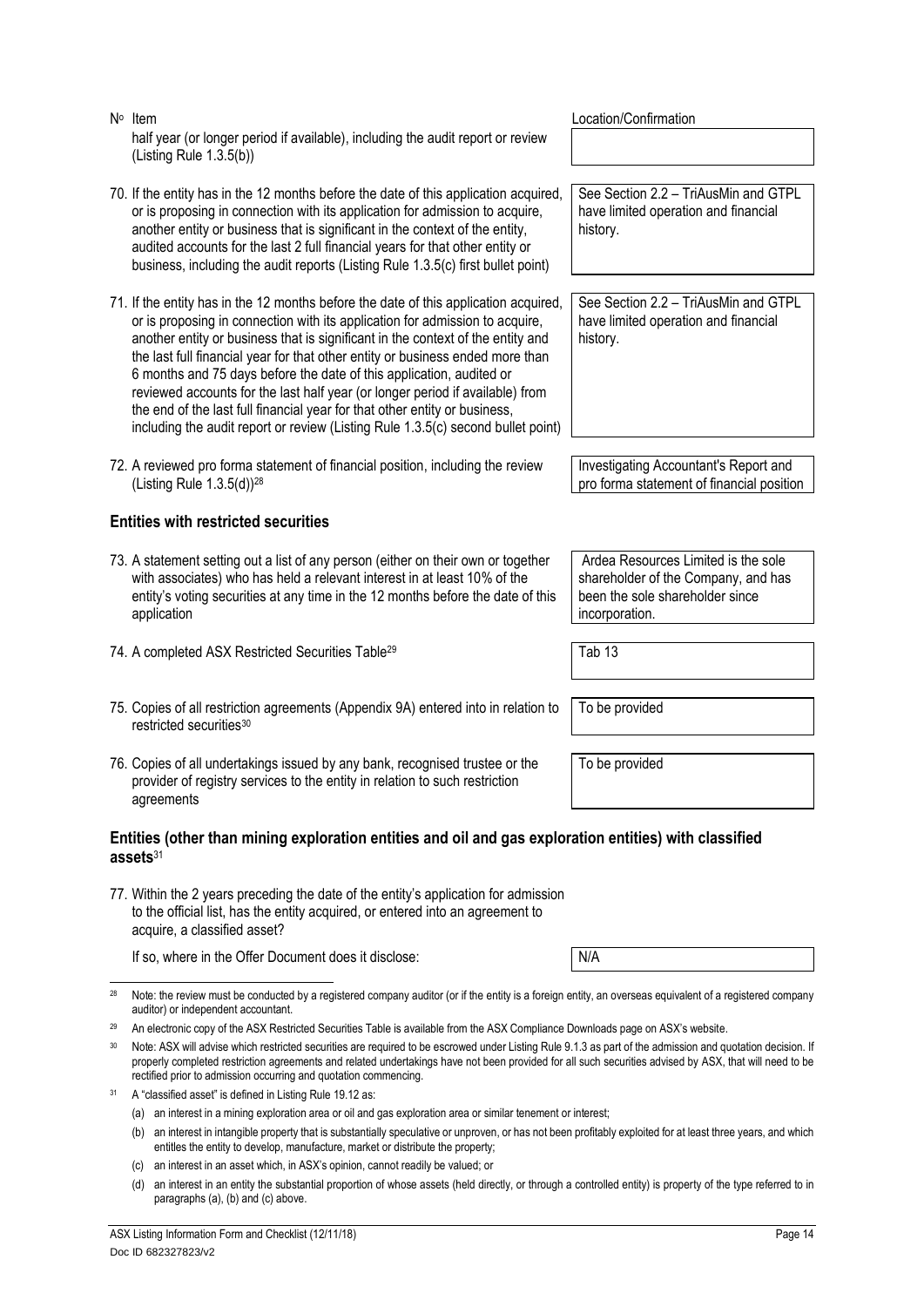| Nº Item | Location/Confirmation |
|---|---|
| half year (or longer period if available), including the audit report or review (Listing Rule 1.3.5(b)) | |
| 70. If the entity has in the 12 months before the date of this application acquired, or is proposing in connection with its application for admission to acquire, another entity or business that is significant in the context of the entity, audited accounts for the last 2 full financial years for that other entity or business, including the audit reports (Listing Rule 1.3.5(c) first bullet point) | See Section 2.2 – TriAusMin and GTPL have limited operation and financial history. |
| 71. If the entity has in the 12 months before the date of this application acquired, or is proposing in connection with its application for admission to acquire, another entity or business that is significant in the context of the entity and the last full financial year for that other entity or business ended more than 6 months and 75 days before the date of this application, audited or reviewed accounts for the last half year (or longer period if available) from the end of the last full financial year for that other entity or business, including the audit report or review (Listing Rule 1.3.5(c) second bullet point) | See Section 2.2 – TriAusMin and GTPL have limited operation and financial history. |
| 72. A reviewed pro forma statement of financial position, including the review (Listing Rule 1.3.5(d))[28] | Investigating Accountant's Report and pro forma statement of financial position |

## Entities with restricted securities

| Item | Location/Confirmation |
|---|---|
| 73. A statement setting out a list of any person (either on their own or together with associates) who has held a relevant interest in at least 10% of the entity's voting securities at any time in the 12 months before the date of this application | Ardea Resources Limited is the sole shareholder of the Company, and has been the sole shareholder since incorporation. |
| 74. A completed ASX Restricted Securities Table[29] | Tab 13 |
| 75. Copies of all restriction agreements (Appendix 9A) entered into in relation to restricted securities[30] | To be provided |
| 76. Copies of all undertakings issued by any bank, recognised trustee or the provider of registry services to the entity in relation to such restriction agreements | To be provided |

## Entities (other than mining exploration entities and oil and gas exploration entities) with classified assets[31]

| Item | Location/Confirmation |
|---|---|
| 77. Within the 2 years preceding the date of the entity's application for admission to the official list, has the entity acquired, or entered into an agreement to acquire, a classified asset? | |
| If so, where in the Offer Document does it disclose: | N/A |

[28] Note: the review must be conducted by a registered company auditor (or if the entity is a foreign entity, an overseas equivalent of a registered company auditor) or independent accountant.

[29] An electronic copy of the ASX Restricted Securities Table is available from the ASX Compliance Downloads page on ASX's website.

[30] Note: ASX will advise which restricted securities are required to be escrowed under Listing Rule 9.1.3 as part of the admission and quotation decision. If properly completed restriction agreements and related undertakings have not been provided for all such securities advised by ASX, that will need to be rectified prior to admission occurring and quotation commencing.

[31] A "classified asset" is defined in Listing Rule 19.12 as:

(a) an interest in a mining exploration area or oil and gas exploration area or similar tenement or interest;

(b) an interest in intangible property that is substantially speculative or unproven, or has not been profitably exploited for at least three years, and which entitles the entity to develop, manufacture, market or distribute the property;

(c) an interest in an asset which, in ASX's opinion, cannot readily be valued; or

(d) an interest in an entity the substantial proportion of whose assets (held directly, or through a controlled entity) is property of the type referred to in paragraphs (a), (b) and (c) above.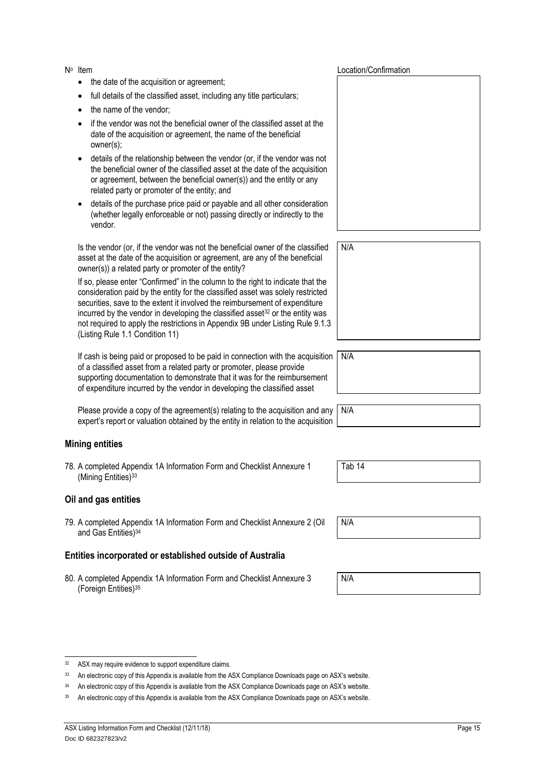| Nº Item | Location/Confirmation |
|---|---|
| <ul><li>the date of the acquisition or agreement;</li><li>full details of the classified asset, including any title particulars;</li><li>the name of the vendor;</li><li>if the vendor was not the beneficial owner of the classified asset at the date of the acquisition or agreement, the name of the beneficial owner(s);</li><li>details of the relationship between the vendor (or, if the vendor was not the beneficial owner of the classified asset at the date of the acquisition or agreement, between the beneficial owner(s)) and the entity or any related party or promoter of the entity; and</li><li>details of the purchase price paid or payable and all other consideration (whether legally enforceable or not) passing directly or indirectly to the vendor.</li></ul> | |
| Is the vendor (or, if the vendor was not the beneficial owner of the classified asset at the date of the acquisition or agreement, are any of the beneficial owner(s)) a related party or promoter of the entity?<br><br>If so, please enter "Confirmed" in the column to the right to indicate that the consideration paid by the entity for the classified asset was solely restricted securities, save to the extent it involved the reimbursement of expenditure incurred by the vendor in developing the classified asset[32] or the entity was not required to apply the restrictions in Appendix 9B under Listing Rule 9.1.3 (Listing Rule 1.1 Condition 11) | N/A |
| If cash is being paid or proposed to be paid in connection with the acquisition of a classified asset from a related party or promoter, please provide supporting documentation to demonstrate that it was for the reimbursement of expenditure incurred by the vendor in developing the classified asset | N/A |
| Please provide a copy of the agreement(s) relating to the acquisition and any expert's report or valuation obtained by the entity in relation to the acquisition | N/A |

## Mining entities

| Item | Location/Confirmation |
|---|---|
| 78. A completed Appendix 1A Information Form and Checklist Annexure 1 (Mining Entities)[33] | Tab 14 |

## Oil and gas entities

| Item | Location/Confirmation |
|---|---|
| 79. A completed Appendix 1A Information Form and Checklist Annexure 2 (Oil and Gas Entities)[34] | N/A |

## Entities incorporated or established outside of Australia

| Item | Location/Confirmation |
|---|---|
| 80. A completed Appendix 1A Information Form and Checklist Annexure 3 (Foreign Entities)[35] | N/A |

---

[32] ASX may require evidence to support expenditure claims.

[33] An electronic copy of this Appendix is available from the ASX Compliance Downloads page on ASX's website.

[34] An electronic copy of this Appendix is available from the ASX Compliance Downloads page on ASX's website.

[35] An electronic copy of this Appendix is available from the ASX Compliance Downloads page on ASX's website.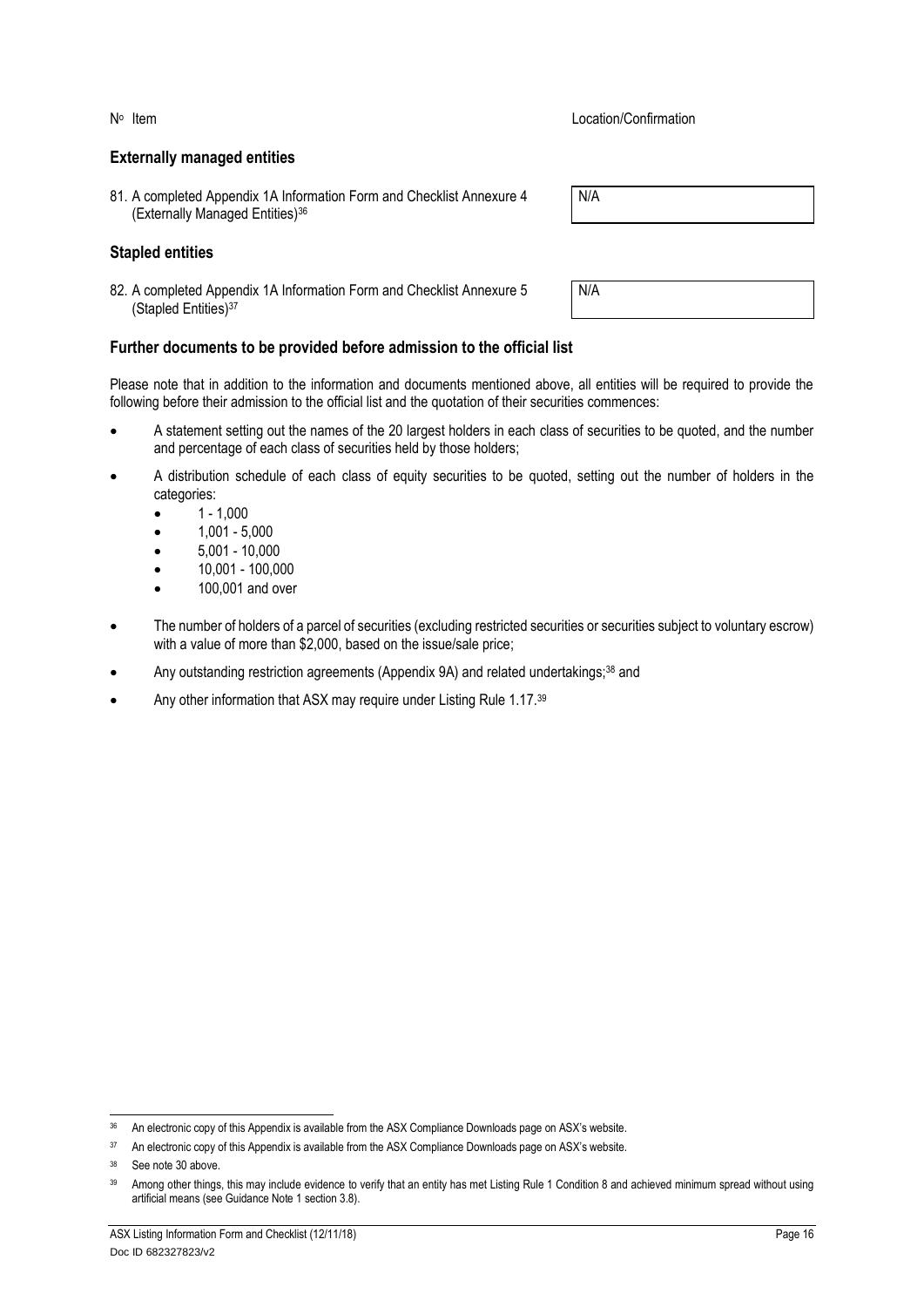| Nº Item | Location/Confirmation |
| --- | --- |
| **Externally managed entities** | |
| 81. A completed Appendix 1A Information Form and Checklist Annexure 4 (Externally Managed Entities)[36] | N/A |
| **Stapled entities** | |
| 82. A completed Appendix 1A Information Form and Checklist Annexure 5 (Stapled Entities)[37] | N/A |

## Further documents to be provided before admission to the official list

Please note that in addition to the information and documents mentioned above, all entities will be required to provide the following before their admission to the official list and the quotation of their securities commences:

- A statement setting out the names of the 20 largest holders in each class of securities to be quoted, and the number and percentage of each class of securities held by those holders;
- A distribution schedule of each class of equity securities to be quoted, setting out the number of holders in the categories:
  - 1 - 1,000
  - 1,001 - 5,000
  - 5,001 - 10,000
  - 10,001 - 100,000
  - 100,001 and over
- The number of holders of a parcel of securities (excluding restricted securities or securities subject to voluntary escrow) with a value of more than $2,000, based on the issue/sale price;
- Any outstanding restriction agreements (Appendix 9A) and related undertakings;[38] and
- Any other information that ASX may require under Listing Rule 1.17.[39]

---

[36] An electronic copy of this Appendix is available from the ASX Compliance Downloads page on ASX's website.

[37] An electronic copy of this Appendix is available from the ASX Compliance Downloads page on ASX's website.

[38] See note 30 above.

[39] Among other things, this may include evidence to verify that an entity has met Listing Rule 1 Condition 8 and achieved minimum spread without using artificial means (see Guidance Note 1 section 3.8).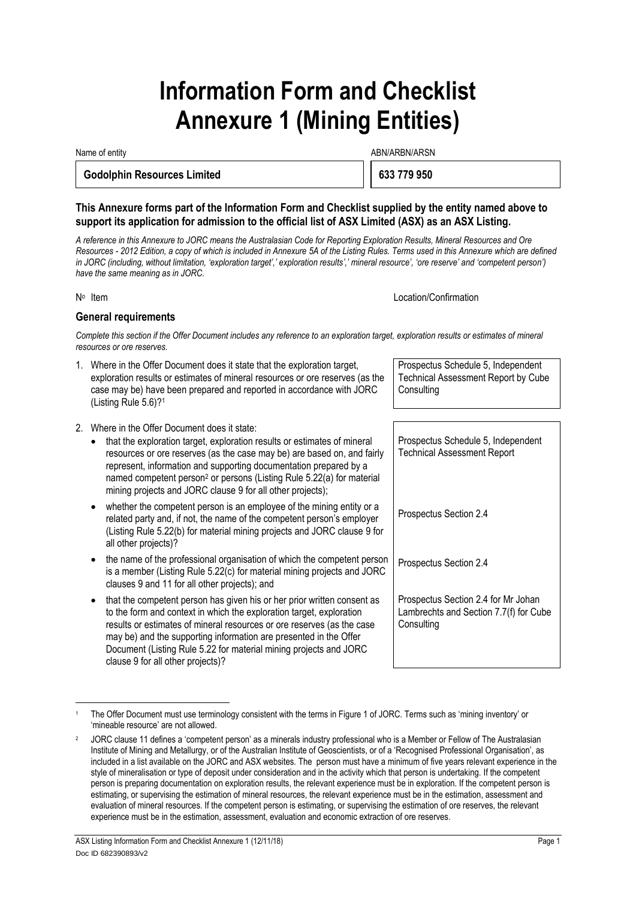# Information Form and Checklist Annexure 1 (Mining Entities)

| Name of entity | ABN/ARBN/ARSN |
|---|---|
| **Godolphin Resources Limited** | **633 779 950** |

**This Annexure forms part of the Information Form and Checklist supplied by the entity named above to support its application for admission to the official list of ASX Limited (ASX) as an ASX Listing.**

*A reference in this Annexure to JORC means the Australasian Code for Reporting Exploration Results, Mineral Resources and Ore Resources - 2012 Edition, a copy of which is included in Annexure 5A of the Listing Rules. Terms used in this Annexure which are defined in JORC (including, without limitation, 'exploration target',' exploration results',' mineral resource', 'ore reserve' and 'competent person') have the same meaning as in JORC.*

| Nº Item | Location/Confirmation |
|---|---|

## General requirements

*Complete this section if the Offer Document includes any reference to an exploration target, exploration results or estimates of mineral resources or ore reserves.*

| Nº Item | Location/Confirmation |
|---|---|
| 1. Where in the Offer Document does it state that the exploration target, exploration results or estimates of mineral resources or ore reserves (as the case may be) have been prepared and reported in accordance with JORC (Listing Rule 5.6)?[1] | Prospectus Schedule 5, Independent Technical Assessment Report by Cube Consulting |
| 2. Where in the Offer Document does it state: | |
| • that the exploration target, exploration results or estimates of mineral resources or ore reserves (as the case may be) are based on, and fairly represent, information and supporting documentation prepared by a named competent person[2] or persons (Listing Rule 5.22(a) for material mining projects and JORC clause 9 for all other projects); | Prospectus Schedule 5, Independent Technical Assessment Report |
| • whether the competent person is an employee of the mining entity or a related party and, if not, the name of the competent person's employer (Listing Rule 5.22(b) for material mining projects and JORC clause 9 for all other projects)? | Prospectus Section 2.4 |
| • the name of the professional organisation of which the competent person is a member (Listing Rule 5.22(c) for material mining projects and JORC clauses 9 and 11 for all other projects); and | Prospectus Section 2.4 |
| • that the competent person has given his or her prior written consent as to the form and context in which the exploration target, exploration results or estimates of mineral resources or ore reserves (as the case may be) and the supporting information are presented in the Offer Document (Listing Rule 5.22 for material mining projects and JORC clause 9 for all other projects)? | Prospectus Section 2.4 for Mr Johan Lambrechts and Section 7.7(f) for Cube Consulting |

[1] The Offer Document must use terminology consistent with the terms in Figure 1 of JORC. Terms such as 'mining inventory' or 'mineable resource' are not allowed.

[2] JORC clause 11 defines a 'competent person' as a minerals industry professional who is a Member or Fellow of The Australasian Institute of Mining and Metallurgy, or of the Australian Institute of Geoscientists, or of a 'Recognised Professional Organisation', as included in a list available on the JORC and ASX websites. The person must have a minimum of five years relevant experience in the style of mineralisation or type of deposit under consideration and in the activity which that person is undertaking. If the competent person is preparing documentation on exploration results, the relevant experience must be in exploration. If the competent person is estimating, or supervising the estimation of mineral resources, the relevant experience must be in the estimation, assessment and evaluation of mineral resources. If the competent person is estimating, or supervising the estimation of ore reserves, the relevant experience must be in the estimation, assessment, evaluation and economic extraction of ore reserves.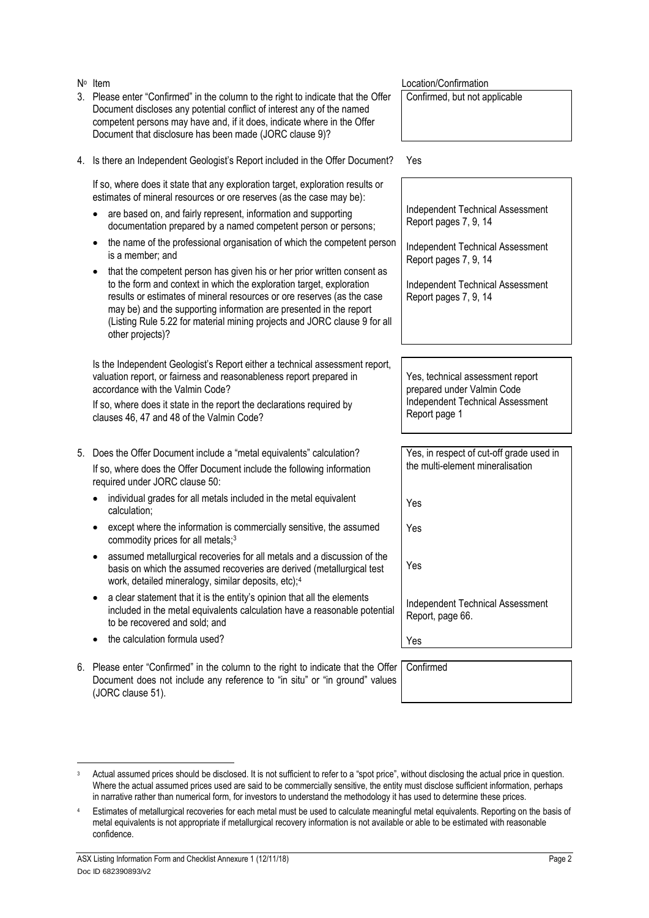| Nº | Item | Location/Confirmation |
|---|---|---|
| 3. | Please enter "Confirmed" in the column to the right to indicate that the Offer Document discloses any potential conflict of interest any of the named competent persons may have and, if it does, indicate where in the Offer Document that disclosure has been made (JORC clause 9)? | Confirmed, but not applicable |
| 4. | Is there an Independent Geologist's Report included in the Offer Document? | Yes |
| | If so, where does it state that any exploration target, exploration results or estimates of mineral resources or ore reserves (as the case may be): | |
| | • are based on, and fairly represent, information and supporting documentation prepared by a named competent person or persons; | Independent Technical Assessment Report pages 7, 9, 14 |
| | • the name of the professional organisation of which the competent person is a member; and | Independent Technical Assessment Report pages 7, 9, 14 |
| | • that the competent person has given his or her prior written consent as to the form and context in which the exploration target, exploration results or estimates of mineral resources or ore reserves (as the case may be) and the supporting information are presented in the report (Listing Rule 5.22 for material mining projects and JORC clause 9 for all other projects)? | Independent Technical Assessment Report pages 7, 9, 14 |
| | Is the Independent Geologist's Report either a technical assessment report, valuation report, or fairness and reasonableness report prepared in accordance with the Valmin Code? If so, where does it state in the report the declarations required by clauses 46, 47 and 48 of the Valmin Code? | Yes, technical assessment report prepared under Valmin Code Independent Technical Assessment Report page 1 |
| 5. | Does the Offer Document include a "metal equivalents" calculation? If so, where does the Offer Document include the following information required under JORC clause 50: | Yes, in respect of cut-off grade used in the multi-element mineralisation |
| | • individual grades for all metals included in the metal equivalent calculation; | Yes |
| | • except where the information is commercially sensitive, the assumed commodity prices for all metals;[3] | Yes |
| | • assumed metallurgical recoveries for all metals and a discussion of the basis on which the assumed recoveries are derived (metallurgical test work, detailed mineralogy, similar deposits, etc);[4] | Yes |
| | • a clear statement that it is the entity's opinion that all the elements included in the metal equivalents calculation have a reasonable potential to be recovered and sold; and | Independent Technical Assessment Report, page 66. |
| | • the calculation formula used? | Yes |
| 6. | Please enter "Confirmed" in the column to the right to indicate that the Offer Document does not include any reference to "in situ" or "in ground" values (JORC clause 51). | Confirmed |

[3] Actual assumed prices should be disclosed. It is not sufficient to refer to a "spot price", without disclosing the actual price in question. Where the actual assumed prices used are said to be commercially sensitive, the entity must disclose sufficient information, perhaps in narrative rather than numerical form, for investors to understand the methodology it has used to determine these prices.

[4] Estimates of metallurgical recoveries for each metal must be used to calculate meaningful metal equivalents. Reporting on the basis of metal equivalents is not appropriate if metallurgical recovery information is not available or able to be estimated with reasonable confidence.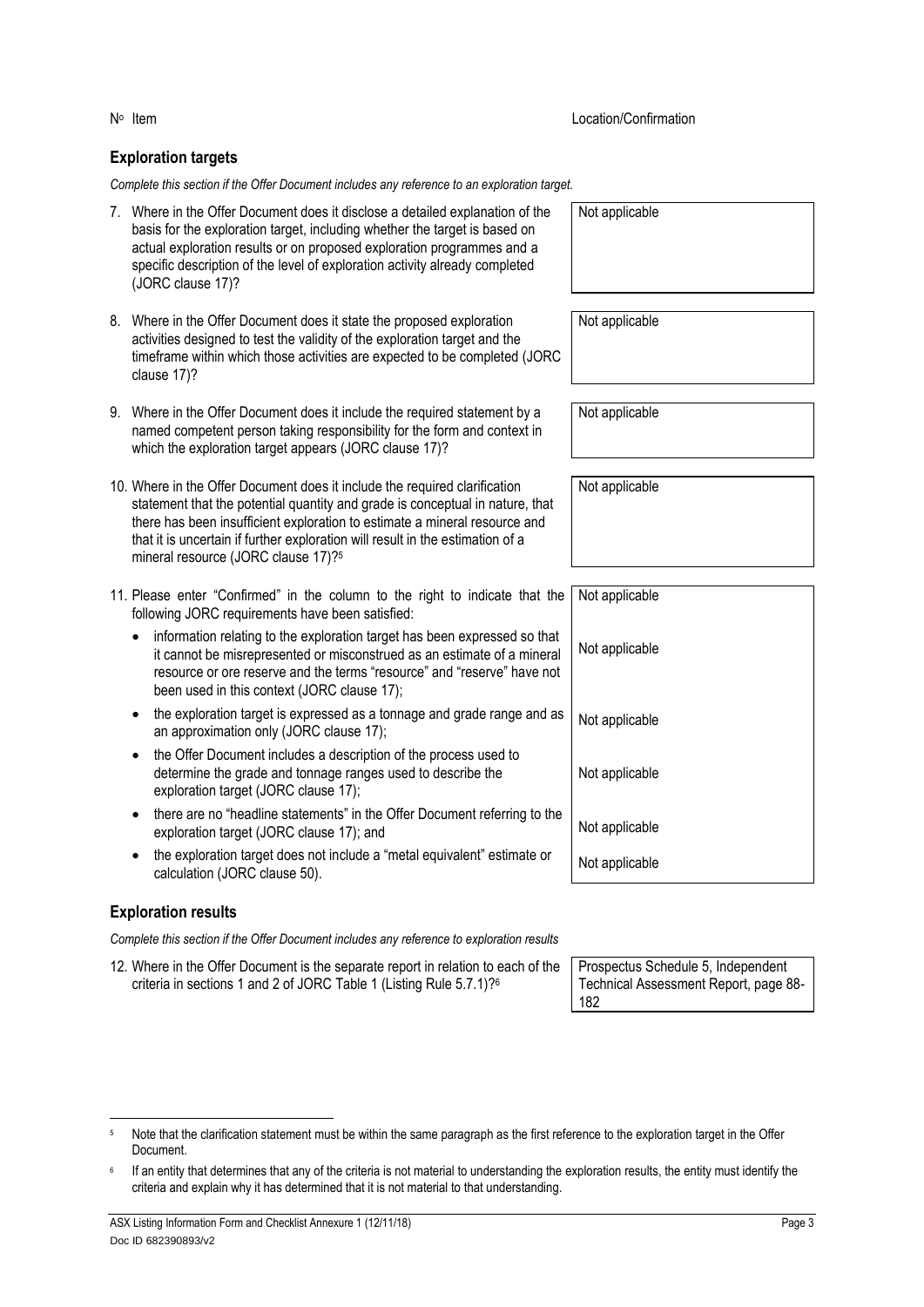| Nº | Item | Location/Confirmation |
|---|---|---|

## Exploration targets

*Complete this section if the Offer Document includes any reference to an exploration target.*

| Nº | Item | Location/Confirmation |
|---|---|---|
| 7. | Where in the Offer Document does it disclose a detailed explanation of the basis for the exploration target, including whether the target is based on actual exploration results or on proposed exploration programmes and a specific description of the level of exploration activity already completed (JORC clause 17)? | Not applicable |
| 8. | Where in the Offer Document does it state the proposed exploration activities designed to test the validity of the exploration target and the timeframe within which those activities are expected to be completed (JORC clause 17)? | Not applicable |
| 9. | Where in the Offer Document does it include the required statement by a named competent person taking responsibility for the form and context in which the exploration target appears (JORC clause 17)? | Not applicable |
| 10. | Where in the Offer Document does it include the required clarification statement that the potential quantity and grade is conceptual in nature, that there has been insufficient exploration to estimate a mineral resource and that it is uncertain if further exploration will result in the estimation of a mineral resource (JORC clause 17)?[5] | Not applicable |
| 11. | Please enter "Confirmed" in the column to the right to indicate that the following JORC requirements have been satisfied: | Not applicable |
| | • information relating to the exploration target has been expressed so that it cannot be misrepresented or misconstrued as an estimate of a mineral resource or ore reserve and the terms "resource" and "reserve" have not been used in this context (JORC clause 17); | Not applicable |
| | • the exploration target is expressed as a tonnage and grade range and as an approximation only (JORC clause 17); | Not applicable |
| | • the Offer Document includes a description of the process used to determine the grade and tonnage ranges used to describe the exploration target (JORC clause 17); | Not applicable |
| | • there are no "headline statements" in the Offer Document referring to the exploration target (JORC clause 17); and | Not applicable |
| | • the exploration target does not include a "metal equivalent" estimate or calculation (JORC clause 50). | Not applicable |

## Exploration results

*Complete this section if the Offer Document includes any reference to exploration results*

| Nº | Item | Location/Confirmation |
|---|---|---|
| 12. | Where in the Offer Document is the separate report in relation to each of the criteria in sections 1 and 2 of JORC Table 1 (Listing Rule 5.7.1)?[6] | Prospectus Schedule 5, Independent Technical Assessment Report, page 88-182 |

[5] Note that the clarification statement must be within the same paragraph as the first reference to the exploration target in the Offer Document.

[6] If an entity that determines that any of the criteria is not material to understanding the exploration results, the entity must identify the criteria and explain why it has determined that it is not material to that understanding.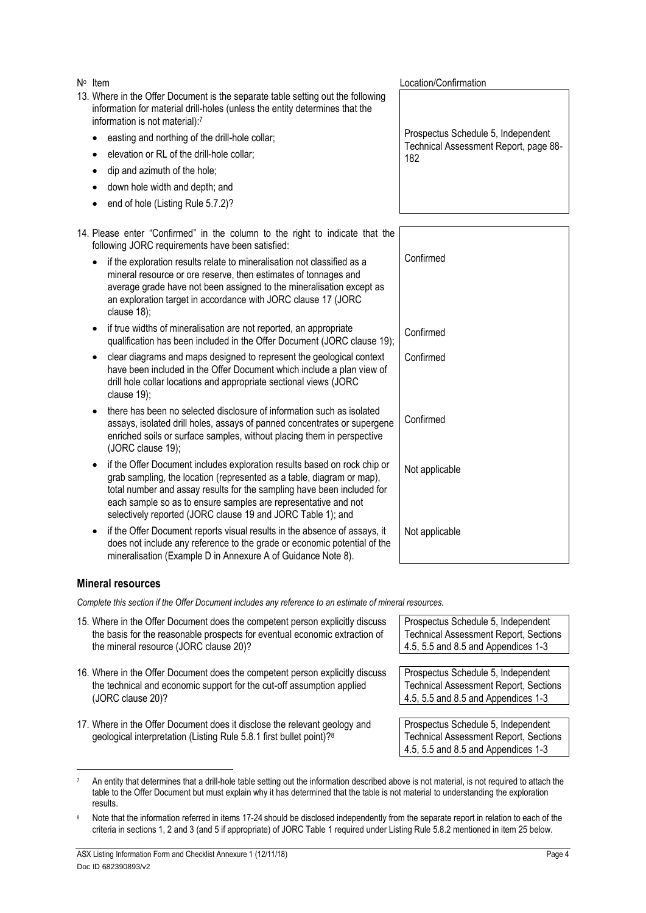| Nº Item | Location/Confirmation |
| --- | --- |
| 13. Where in the Offer Document is the separate table setting out the following information for material drill-holes (unless the entity determines that the information is not material):[7]<br>• easting and northing of the drill-hole collar;<br>• elevation or RL of the drill-hole collar;<br>• dip and azimuth of the hole;<br>• down hole width and depth; and<br>• end of hole (Listing Rule 5.7.2)? | Prospectus Schedule 5, Independent Technical Assessment Report, page 88-182 |
| 14. Please enter "Confirmed" in the column to the right to indicate that the following JORC requirements have been satisfied: | |
| • if the exploration results relate to mineralisation not classified as a mineral resource or ore reserve, then estimates of tonnages and average grade have not been assigned to the mineralisation except as an exploration target in accordance with JORC clause 17 (JORC clause 18); | Confirmed |
| • if true widths of mineralisation are not reported, an appropriate qualification has been included in the Offer Document (JORC clause 19); | Confirmed |
| • clear diagrams and maps designed to represent the geological context have been included in the Offer Document which include a plan view of drill hole collar locations and appropriate sectional views (JORC clause 19); | Confirmed |
| • there has been no selected disclosure of information such as isolated assays, isolated drill holes, assays of panned concentrates or supergene enriched soils or surface samples, without placing them in perspective (JORC clause 19); | Confirmed |
| • if the Offer Document includes exploration results based on rock chip or grab sampling, the location (represented as a table, diagram or map), total number and assay results for the sampling have been included for each sample so as to ensure samples are representative and not selectively reported (JORC clause 19 and JORC Table 1); and | Not applicable |
| • if the Offer Document reports visual results in the absence of assays, it does not include any reference to the grade or economic potential of the mineralisation (Example D in Annexure A of Guidance Note 8). | Not applicable |

### Mineral resources

*Complete this section if the Offer Document includes any reference to an estimate of mineral resources.*

| Item | Location/Confirmation |
| --- | --- |
| 15. Where in the Offer Document does the competent person explicitly discuss the basis for the reasonable prospects for eventual economic extraction of the mineral resource (JORC clause 20)? | Prospectus Schedule 5, Independent Technical Assessment Report, Sections 4.5, 5.5 and 8.5 and Appendices 1-3 |
| 16. Where in the Offer Document does the competent person explicitly discuss the technical and economic support for the cut-off assumption applied (JORC clause 20)? | Prospectus Schedule 5, Independent Technical Assessment Report, Sections 4.5, 5.5 and 8.5 and Appendices 1-3 |
| 17. Where in the Offer Document does it disclose the relevant geology and geological interpretation (Listing Rule 5.8.1 first bullet point)?[8] | Prospectus Schedule 5, Independent Technical Assessment Report, Sections 4.5, 5.5 and 8.5 and Appendices 1-3 |

[7] An entity that determines that a drill-hole table setting out the information described above is not material, is not required to attach the table to the Offer Document but must explain why it has determined that the table is not material to understanding the exploration results.

[8] Note that the information referred in items 17-24 should be disclosed independently from the separate report in relation to each of the criteria in sections 1, 2 and 3 (and 5 if appropriate) of JORC Table 1 required under Listing Rule 5.8.2 mentioned in item 25 below.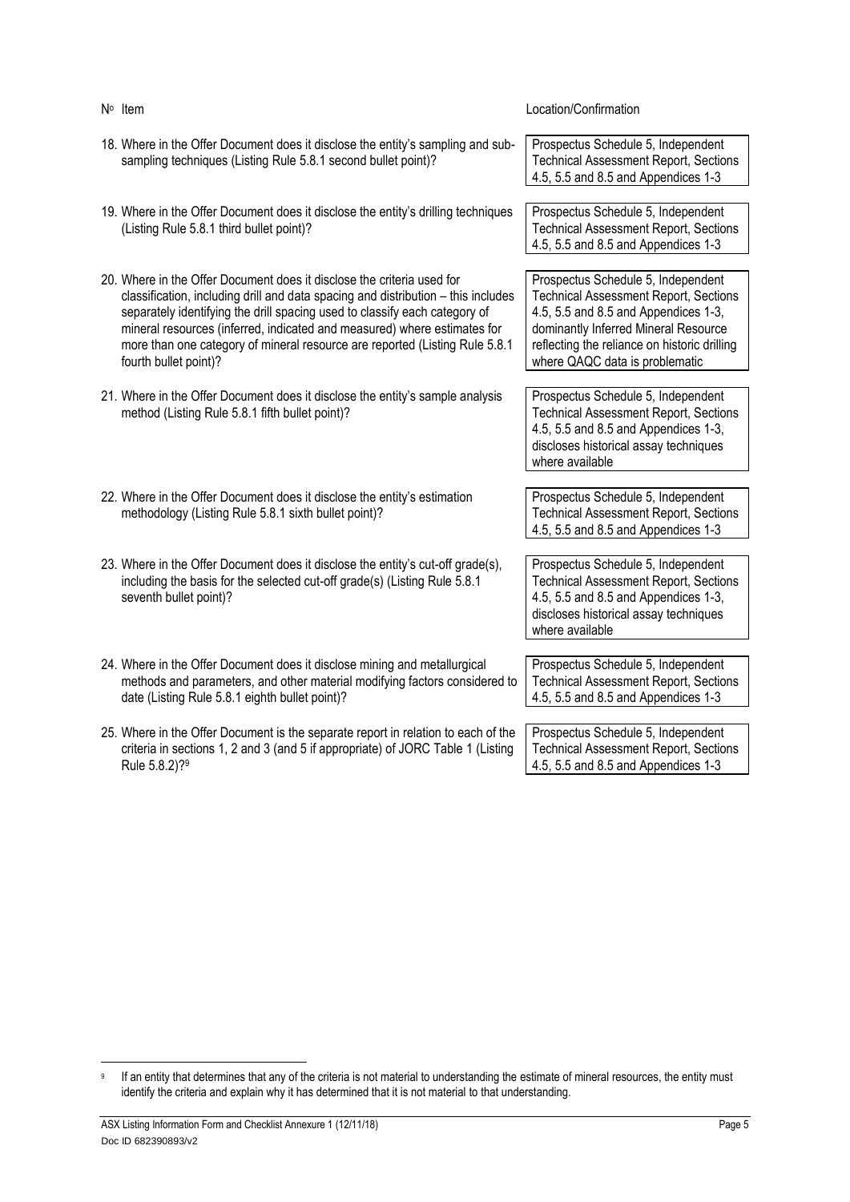| Nº Item | Location/Confirmation |
|---|---|
| 18. Where in the Offer Document does it disclose the entity's sampling and sub-sampling techniques (Listing Rule 5.8.1 second bullet point)? | Prospectus Schedule 5, Independent Technical Assessment Report, Sections 4.5, 5.5 and 8.5 and Appendices 1-3 |
| 19. Where in the Offer Document does it disclose the entity's drilling techniques (Listing Rule 5.8.1 third bullet point)? | Prospectus Schedule 5, Independent Technical Assessment Report, Sections 4.5, 5.5 and 8.5 and Appendices 1-3 |
| 20. Where in the Offer Document does it disclose the criteria used for classification, including drill and data spacing and distribution – this includes separately identifying the drill spacing used to classify each category of mineral resources (inferred, indicated and measured) where estimates for more than one category of mineral resource are reported (Listing Rule 5.8.1 fourth bullet point)? | Prospectus Schedule 5, Independent Technical Assessment Report, Sections 4.5, 5.5 and 8.5 and Appendices 1-3, dominantly Inferred Mineral Resource reflecting the reliance on historic drilling where QAQC data is problematic |
| 21. Where in the Offer Document does it disclose the entity's sample analysis method (Listing Rule 5.8.1 fifth bullet point)? | Prospectus Schedule 5, Independent Technical Assessment Report, Sections 4.5, 5.5 and 8.5 and Appendices 1-3, discloses historical assay techniques where available |
| 22. Where in the Offer Document does it disclose the entity's estimation methodology (Listing Rule 5.8.1 sixth bullet point)? | Prospectus Schedule 5, Independent Technical Assessment Report, Sections 4.5, 5.5 and 8.5 and Appendices 1-3 |
| 23. Where in the Offer Document does it disclose the entity's cut-off grade(s), including the basis for the selected cut-off grade(s) (Listing Rule 5.8.1 seventh bullet point)? | Prospectus Schedule 5, Independent Technical Assessment Report, Sections 4.5, 5.5 and 8.5 and Appendices 1-3, discloses historical assay techniques where available |
| 24. Where in the Offer Document does it disclose mining and metallurgical methods and parameters, and other material modifying factors considered to date (Listing Rule 5.8.1 eighth bullet point)? | Prospectus Schedule 5, Independent Technical Assessment Report, Sections 4.5, 5.5 and 8.5 and Appendices 1-3 |
| 25. Where in the Offer Document is the separate report in relation to each of the criteria in sections 1, 2 and 3 (and 5 if appropriate) of JORC Table 1 (Listing Rule 5.8.2)?[9] | Prospectus Schedule 5, Independent Technical Assessment Report, Sections 4.5, 5.5 and 8.5 and Appendices 1-3 |

[9] If an entity that determines that any of the criteria is not material to understanding the estimate of mineral resources, the entity must identify the criteria and explain why it has determined that it is not material to that understanding.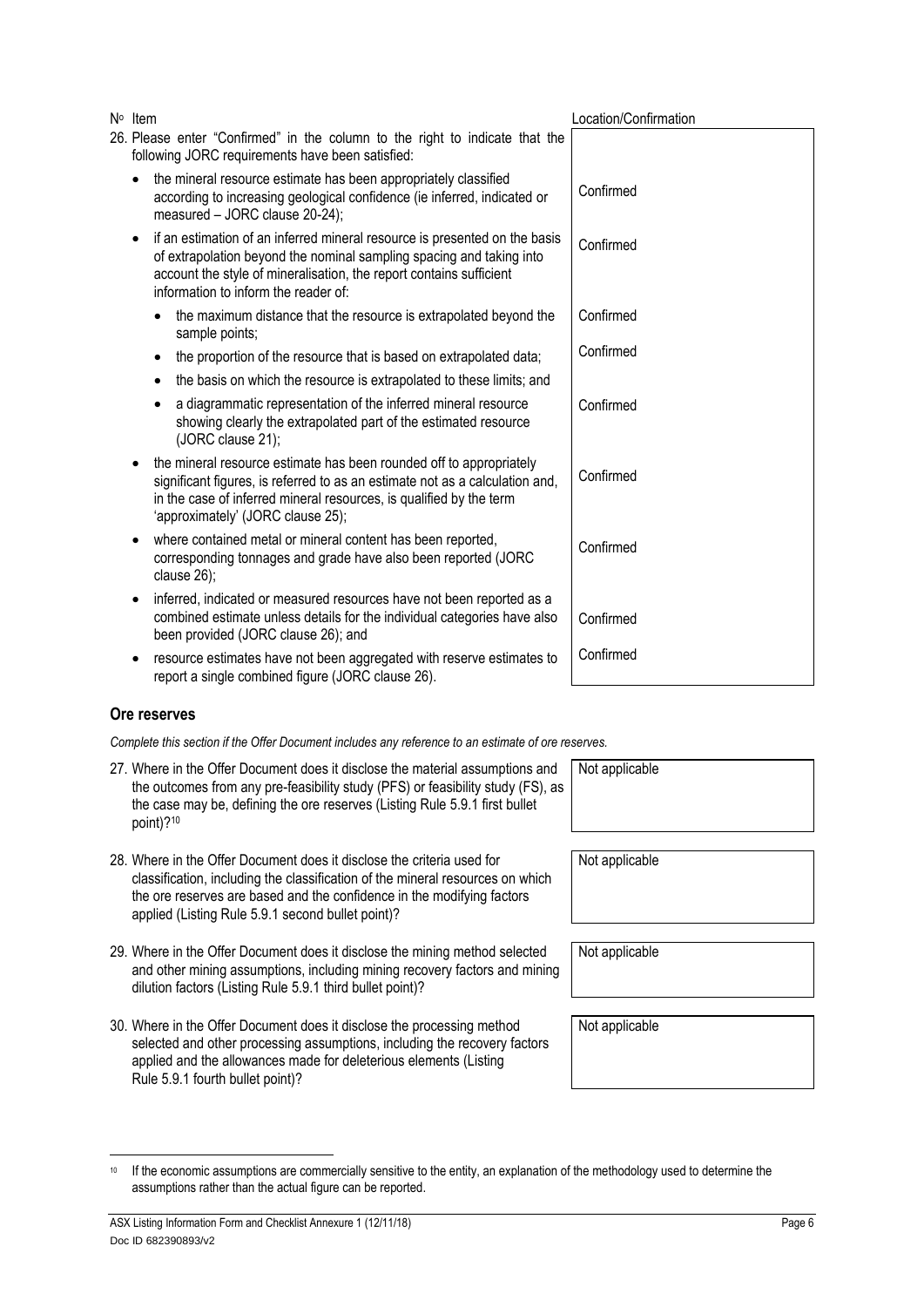| Nº Item | Location/Confirmation |
|---|---|
| 26. Please enter "Confirmed" in the column to the right to indicate that the following JORC requirements have been satisfied: | |
| • the mineral resource estimate has been appropriately classified according to increasing geological confidence (ie inferred, indicated or measured – JORC clause 20-24); | Confirmed |
| • if an estimation of an inferred mineral resource is presented on the basis of extrapolation beyond the nominal sampling spacing and taking into account the style of mineralisation, the report contains sufficient information to inform the reader of: | Confirmed |
| • the maximum distance that the resource is extrapolated beyond the sample points; | Confirmed |
| • the proportion of the resource that is based on extrapolated data; | Confirmed |
| • the basis on which the resource is extrapolated to these limits; and | |
| • a diagrammatic representation of the inferred mineral resource showing clearly the extrapolated part of the estimated resource (JORC clause 21); | Confirmed |
| • the mineral resource estimate has been rounded off to appropriately significant figures, is referred to as an estimate not as a calculation and, in the case of inferred mineral resources, is qualified by the term 'approximately' (JORC clause 25); | Confirmed |
| • where contained metal or mineral content has been reported, corresponding tonnages and grade have also been reported (JORC clause 26); | Confirmed |
| • inferred, indicated or measured resources have not been reported as a combined estimate unless details for the individual categories have also been provided (JORC clause 26); and | Confirmed |
| • resource estimates have not been aggregated with reserve estimates to report a single combined figure (JORC clause 26). | Confirmed |

## Ore reserves

*Complete this section if the Offer Document includes any reference to an estimate of ore reserves.*

| Item | Location/Confirmation |
|---|---|
| 27. Where in the Offer Document does it disclose the material assumptions and the outcomes from any pre-feasibility study (PFS) or feasibility study (FS), as the case may be, defining the ore reserves (Listing Rule 5.9.1 first bullet point)?[10] | Not applicable |
| 28. Where in the Offer Document does it disclose the criteria used for classification, including the classification of the mineral resources on which the ore reserves are based and the confidence in the modifying factors applied (Listing Rule 5.9.1 second bullet point)? | Not applicable |
| 29. Where in the Offer Document does it disclose the mining method selected and other mining assumptions, including mining recovery factors and mining dilution factors (Listing Rule 5.9.1 third bullet point)? | Not applicable |
| 30. Where in the Offer Document does it disclose the processing method selected and other processing assumptions, including the recovery factors applied and the allowances made for deleterious elements (Listing Rule 5.9.1 fourth bullet point)? | Not applicable |

[10] If the economic assumptions are commercially sensitive to the entity, an explanation of the methodology used to determine the assumptions rather than the actual figure can be reported.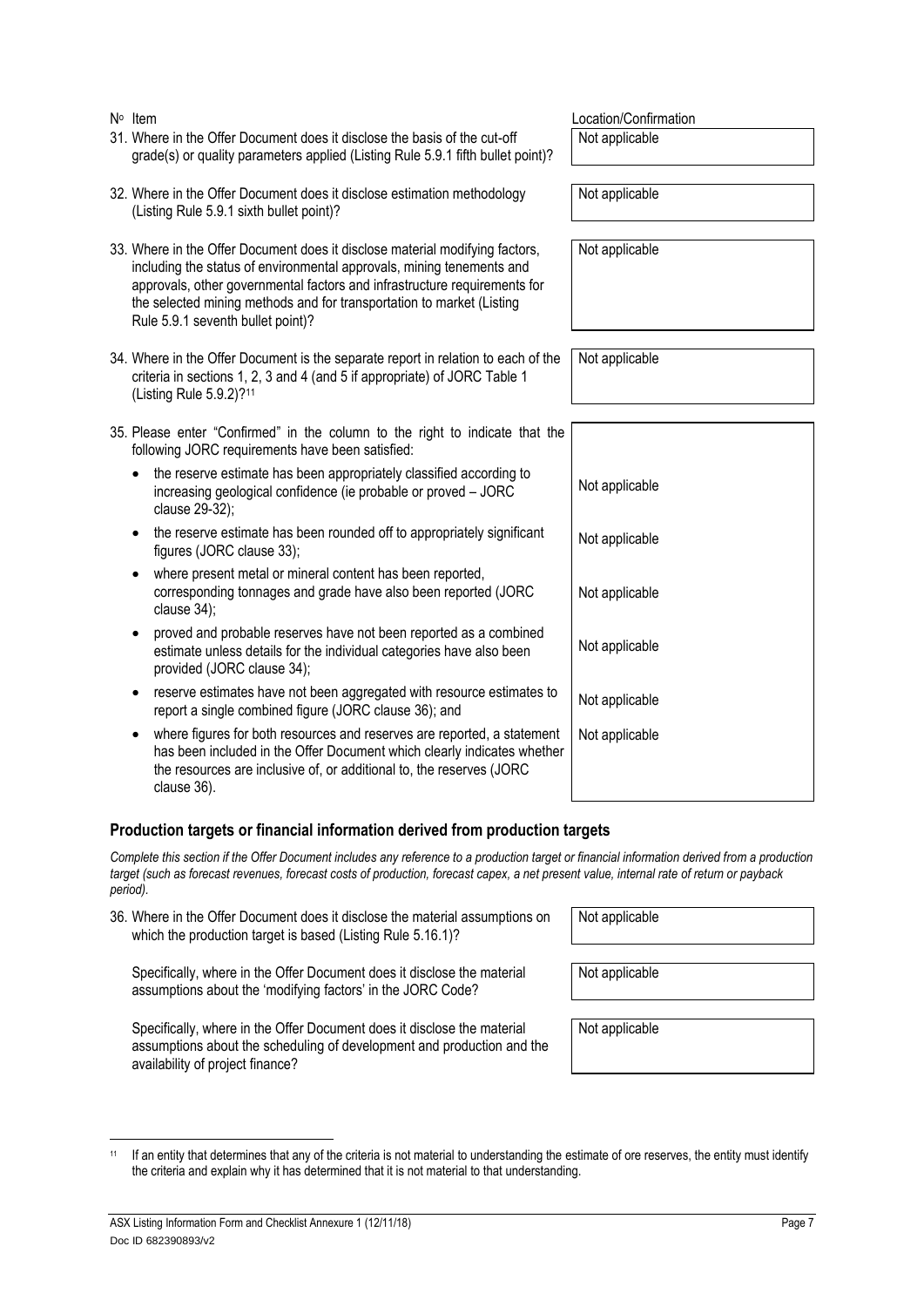| Nº | Item | Location/Confirmation |
|---|---|---|
| 31. | Where in the Offer Document does it disclose the basis of the cut-off grade(s) or quality parameters applied (Listing Rule 5.9.1 fifth bullet point)? | Not applicable |
| 32. | Where in the Offer Document does it disclose estimation methodology (Listing Rule 5.9.1 sixth bullet point)? | Not applicable |
| 33. | Where in the Offer Document does it disclose material modifying factors, including the status of environmental approvals, mining tenements and approvals, other governmental factors and infrastructure requirements for the selected mining methods and for transportation to market (Listing Rule 5.9.1 seventh bullet point)? | Not applicable |
| 34. | Where in the Offer Document is the separate report in relation to each of the criteria in sections 1, 2, 3 and 4 (and 5 if appropriate) of JORC Table 1 (Listing Rule 5.9.2)?[11] | Not applicable |
| 35. | Please enter "Confirmed" in the column to the right to indicate that the following JORC requirements have been satisfied: | |
| | • the reserve estimate has been appropriately classified according to increasing geological confidence (ie probable or proved – JORC clause 29-32); | Not applicable |
| | • the reserve estimate has been rounded off to appropriately significant figures (JORC clause 33); | Not applicable |
| | • where present metal or mineral content has been reported, corresponding tonnages and grade have also been reported (JORC clause 34); | Not applicable |
| | • proved and probable reserves have not been reported as a combined estimate unless details for the individual categories have also been provided (JORC clause 34); | Not applicable |
| | • reserve estimates have not been aggregated with resource estimates to report a single combined figure (JORC clause 36); and | Not applicable |
| | • where figures for both resources and reserves are reported, a statement has been included in the Offer Document which clearly indicates whether the resources are inclusive of, or additional to, the reserves (JORC clause 36). | Not applicable |

## Production targets or financial information derived from production targets

*Complete this section if the Offer Document includes any reference to a production target or financial information derived from a production target (such as forecast revenues, forecast costs of production, forecast capex, a net present value, internal rate of return or payback period).*

| Nº | Item | Location/Confirmation |
|---|---|---|
| 36. | Where in the Offer Document does it disclose the material assumptions on which the production target is based (Listing Rule 5.16.1)? | Not applicable |
| | Specifically, where in the Offer Document does it disclose the material assumptions about the 'modifying factors' in the JORC Code? | Not applicable |
| | Specifically, where in the Offer Document does it disclose the material assumptions about the scheduling of development and production and the availability of project finance? | Not applicable |

[11] If an entity that determines that any of the criteria is not material to understanding the estimate of ore reserves, the entity must identify the criteria and explain why it has determined that it is not material to that understanding.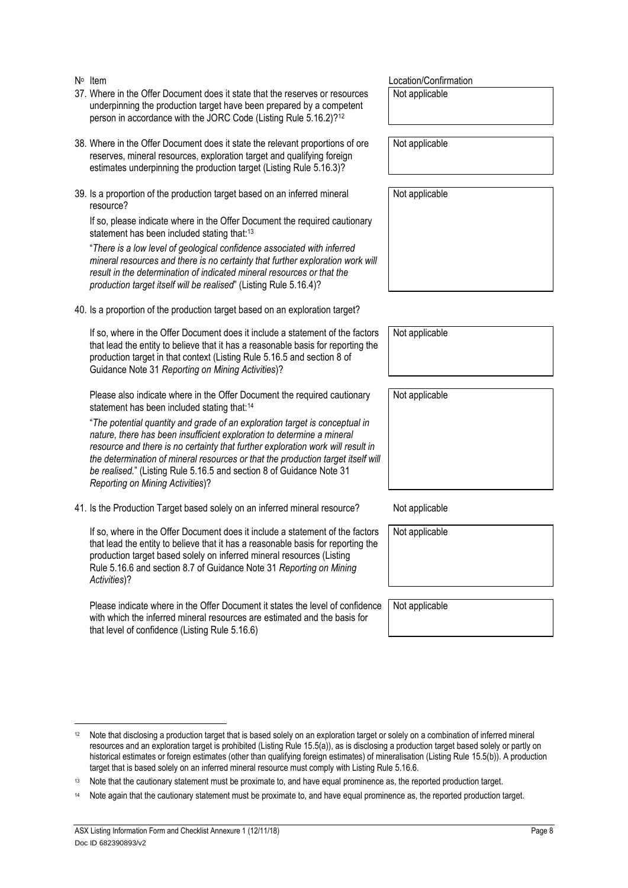| Nº Item | Location/Confirmation |
|---|---|
| 37. Where in the Offer Document does it state that the reserves or resources underpinning the production target have been prepared by a competent person in accordance with the JORC Code (Listing Rule 5.16.2)?[12] | Not applicable |
| 38. Where in the Offer Document does it state the relevant proportions of ore reserves, mineral resources, exploration target and qualifying foreign estimates underpinning the production target (Listing Rule 5.16.3)? | Not applicable |
| 39. Is a proportion of the production target based on an inferred mineral resource?<br><br>If so, please indicate where in the Offer Document the required cautionary statement has been included stating that:[13]<br><br>"*There is a low level of geological confidence associated with inferred mineral resources and there is no certainty that further exploration work will result in the determination of indicated mineral resources or that the production target itself will be realised*" (Listing Rule 5.16.4)? | Not applicable |
| 40. Is a proportion of the production target based on an exploration target? | |
| If so, where in the Offer Document does it include a statement of the factors that lead the entity to believe that it has a reasonable basis for reporting the production target in that context (Listing Rule 5.16.5 and section 8 of Guidance Note 31 *Reporting on Mining Activities*)? | Not applicable |
| Please also indicate where in the Offer Document the required cautionary statement has been included stating that:[14]<br><br>"*The potential quantity and grade of an exploration target is conceptual in nature, there has been insufficient exploration to determine a mineral resource and there is no certainty that further exploration work will result in the determination of mineral resources or that the production target itself will be realised.*" (Listing Rule 5.16.5 and section 8 of Guidance Note 31 *Reporting on Mining Activities*)? | Not applicable |
| 41. Is the Production Target based solely on an inferred mineral resource? | Not applicable |
| If so, where in the Offer Document does it include a statement of the factors that lead the entity to believe that it has a reasonable basis for reporting the production target based solely on inferred mineral resources (Listing Rule 5.16.6 and section 8.7 of Guidance Note 31 *Reporting on Mining Activities*)? | Not applicable |
| Please indicate where in the Offer Document it states the level of confidence with which the inferred mineral resources are estimated and the basis for that level of confidence (Listing Rule 5.16.6) | Not applicable |

[12] Note that disclosing a production target that is based solely on an exploration target or solely on a combination of inferred mineral resources and an exploration target is prohibited (Listing Rule 15.5(a)), as is disclosing a production target based solely or partly on historical estimates or foreign estimates (other than qualifying foreign estimates) of mineralisation (Listing Rule 15.5(b)). A production target that is based solely on an inferred mineral resource must comply with Listing Rule 5.16.6.

[13] Note that the cautionary statement must be proximate to, and have equal prominence as, the reported production target.

[14] Note again that the cautionary statement must be proximate to, and have equal prominence as, the reported production target.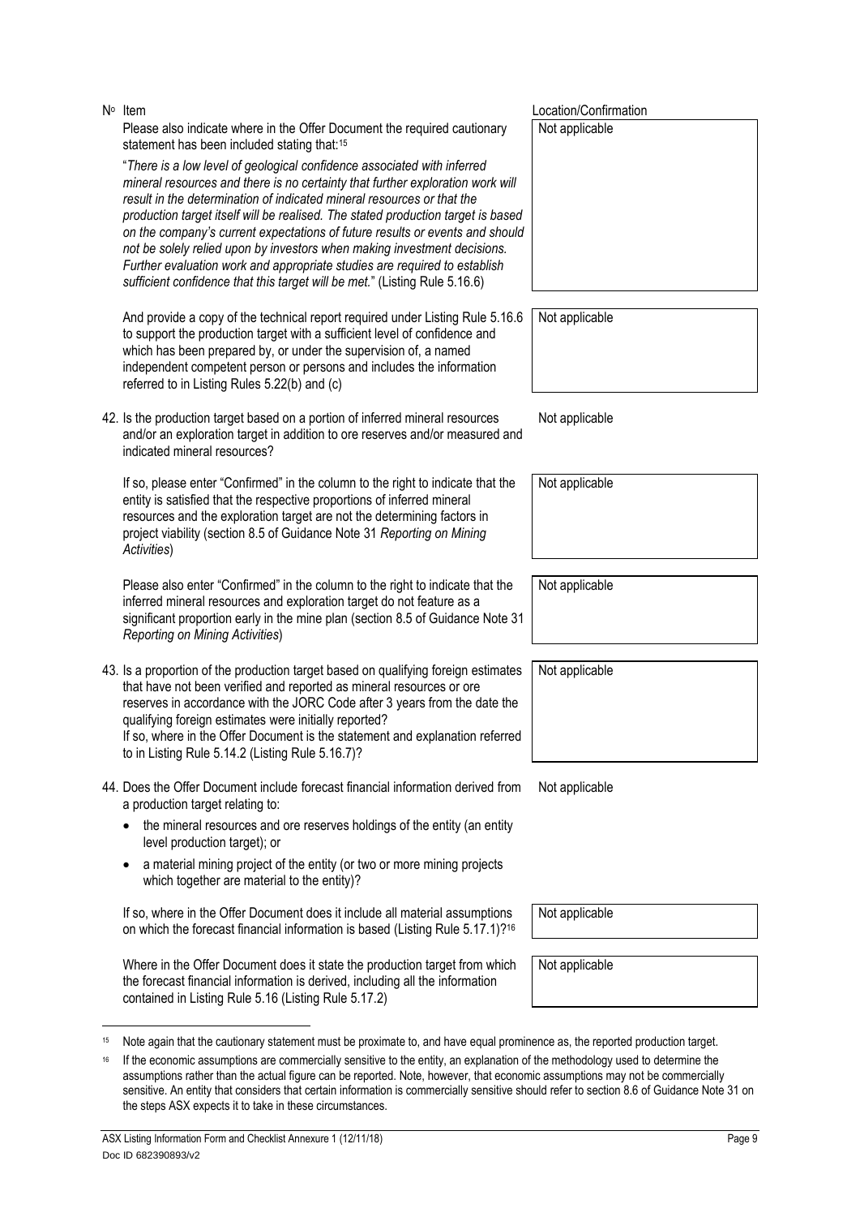| Nº Item | Location/Confirmation |
|---|---|
| Please also indicate where in the Offer Document the required cautionary statement has been included stating that:[15]<br><br>"*There is a low level of geological confidence associated with inferred mineral resources and there is no certainty that further exploration work will result in the determination of indicated mineral resources or that the production target itself will be realised. The stated production target is based on the company's current expectations of future results or events and should not be solely relied upon by investors when making investment decisions. Further evaluation work and appropriate studies are required to establish sufficient confidence that this target will be met.*" (Listing Rule 5.16.6) | Not applicable |
| And provide a copy of the technical report required under Listing Rule 5.16.6 to support the production target with a sufficient level of confidence and which has been prepared by, or under the supervision of, a named independent competent person or persons and includes the information referred to in Listing Rules 5.22(b) and (c) | Not applicable |
| 42. Is the production target based on a portion of inferred mineral resources and/or an exploration target in addition to ore reserves and/or measured and indicated mineral resources? | Not applicable |
| If so, please enter "Confirmed" in the column to the right to indicate that the entity is satisfied that the respective proportions of inferred mineral resources and the exploration target are not the determining factors in project viability (section 8.5 of Guidance Note 31 *Reporting on Mining Activities*) | Not applicable |
| Please also enter "Confirmed" in the column to the right to indicate that the inferred mineral resources and exploration target do not feature as a significant proportion early in the mine plan (section 8.5 of Guidance Note 31 *Reporting on Mining Activities*) | Not applicable |
| 43. Is a proportion of the production target based on qualifying foreign estimates that have not been verified and reported as mineral resources or ore reserves in accordance with the JORC Code after 3 years from the date the qualifying foreign estimates were initially reported?<br>If so, where in the Offer Document is the statement and explanation referred to in Listing Rule 5.14.2 (Listing Rule 5.16.7)? | Not applicable |
| 44. Does the Offer Document include forecast financial information derived from a production target relating to:<br>• the mineral resources and ore reserves holdings of the entity (an entity level production target); or<br>• a material mining project of the entity (or two or more mining projects which together are material to the entity)? | Not applicable |
| If so, where in the Offer Document does it include all material assumptions on which the forecast financial information is based (Listing Rule 5.17.1)?[16] | Not applicable |
| Where in the Offer Document does it state the production target from which the forecast financial information is derived, including all the information contained in Listing Rule 5.16 (Listing Rule 5.17.2) | Not applicable |

[15] Note again that the cautionary statement must be proximate to, and have equal prominence as, the reported production target.

[16] If the economic assumptions are commercially sensitive to the entity, an explanation of the methodology used to determine the assumptions rather than the actual figure can be reported. Note, however, that economic assumptions may not be commercially sensitive. An entity that considers that certain information is commercially sensitive should refer to section 8.6 of Guidance Note 31 on the steps ASX expects it to take in these circumstances.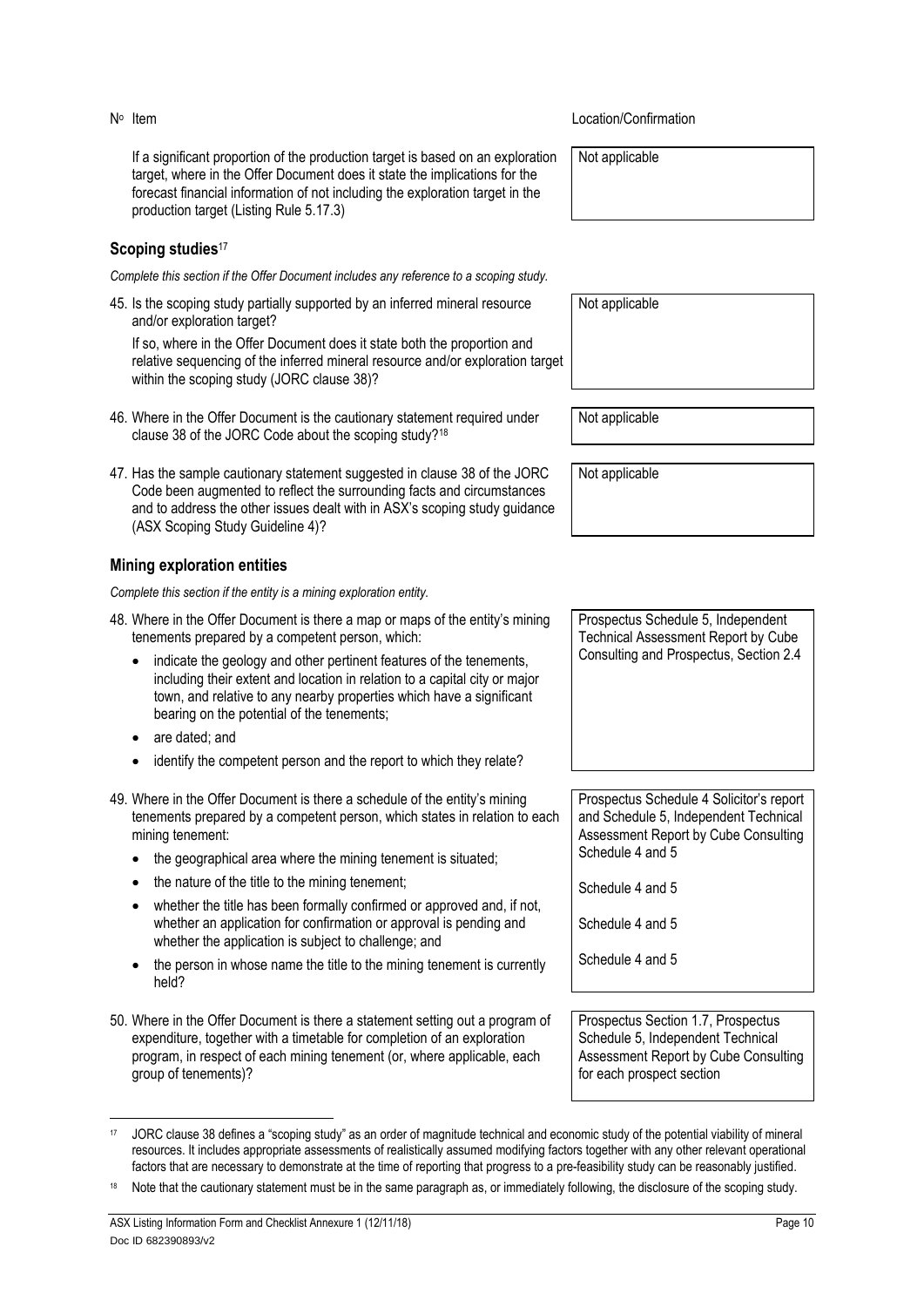| Nº | Item | Location/Confirmation |
|---|---|---|
| | If a significant proportion of the production target is based on an exploration target, where in the Offer Document does it state the implications for the forecast financial information of not including the exploration target in the production target (Listing Rule 5.17.3) | Not applicable |

### Scoping studies[17]

*Complete this section if the Offer Document includes any reference to a scoping study.*

| Nº | Item | Location/Confirmation |
|---|---|---|
| 45. | Is the scoping study partially supported by an inferred mineral resource and/or exploration target? If so, where in the Offer Document does it state both the proportion and relative sequencing of the inferred mineral resource and/or exploration target within the scoping study (JORC clause 38)? | Not applicable |
| 46. | Where in the Offer Document is the cautionary statement required under clause 38 of the JORC Code about the scoping study?[18] | Not applicable |
| 47. | Has the sample cautionary statement suggested in clause 38 of the JORC Code been augmented to reflect the surrounding facts and circumstances and to address the other issues dealt with in ASX's scoping study guidance (ASX Scoping Study Guideline 4)? | Not applicable |

### Mining exploration entities

*Complete this section if the entity is a mining exploration entity.*

| Nº | Item | Location/Confirmation |
|---|---|---|
| 48. | Where in the Offer Document is there a map or maps of the entity's mining tenements prepared by a competent person, which:<br>• indicate the geology and other pertinent features of the tenements, including their extent and location in relation to a capital city or major town, and relative to any nearby properties which have a significant bearing on the potential of the tenements;<br>• are dated; and<br>• identify the competent person and the report to which they relate? | Prospectus Schedule 5, Independent Technical Assessment Report by Cube Consulting and Prospectus, Section 2.4 |
| 49. | Where in the Offer Document is there a schedule of the entity's mining tenements prepared by a competent person, which states in relation to each mining tenement: | Prospectus Schedule 4 Solicitor's report and Schedule 5, Independent Technical Assessment Report by Cube Consulting |
| | • the geographical area where the mining tenement is situated; | Schedule 4 and 5 |
| | • the nature of the title to the mining tenement; | Schedule 4 and 5 |
| | • whether the title has been formally confirmed or approved and, if not, whether an application for confirmation or approval is pending and whether the application is subject to challenge; and | Schedule 4 and 5 |
| | • the person in whose name the title to the mining tenement is currently held? | Schedule 4 and 5 |
| 50. | Where in the Offer Document is there a statement setting out a program of expenditure, together with a timetable for completion of an exploration program, in respect of each mining tenement (or, where applicable, each group of tenements)? | Prospectus Section 1.7, Prospectus Schedule 5, Independent Technical Assessment Report by Cube Consulting for each prospect section |

[17] JORC clause 38 defines a "scoping study" as an order of magnitude technical and economic study of the potential viability of mineral resources. It includes appropriate assessments of realistically assumed modifying factors together with any other relevant operational factors that are necessary to demonstrate at the time of reporting that progress to a pre-feasibility study can be reasonably justified.

[18] Note that the cautionary statement must be in the same paragraph as, or immediately following, the disclosure of the scoping study.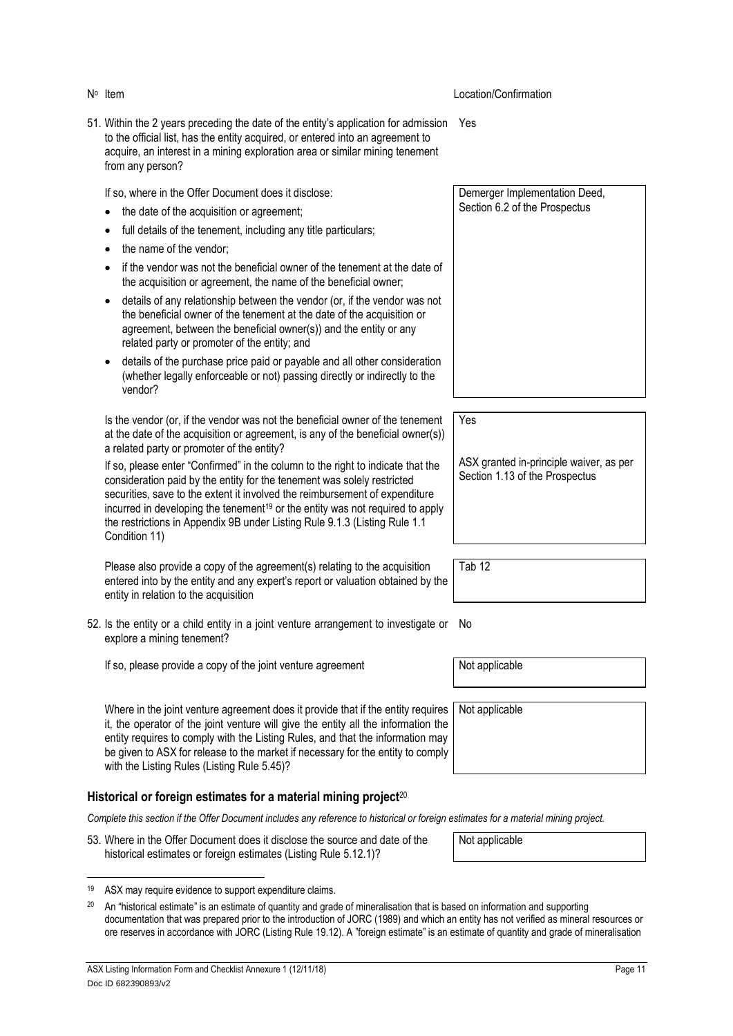| Nº | Item | Location/Confirmation |
|---|---|---|
| 51. | Within the 2 years preceding the date of the entity's application for admission to the official list, has the entity acquired, or entered into an agreement to acquire, an interest in a mining exploration area or similar mining tenement from any person? | Yes |
| | If so, where in the Offer Document does it disclose:<br>• the date of the acquisition or agreement;<br>• full details of the tenement, including any title particulars;<br>• the name of the vendor;<br>• if the vendor was not the beneficial owner of the tenement at the date of the acquisition or agreement, the name of the beneficial owner;<br>• details of any relationship between the vendor (or, if the vendor was not the beneficial owner of the tenement at the date of the acquisition or agreement, between the beneficial owner(s)) and the entity or any related party or promoter of the entity; and<br>• details of the purchase price paid or payable and all other consideration (whether legally enforceable or not) passing directly or indirectly to the vendor? | Demerger Implementation Deed, Section 6.2 of the Prospectus |
| | Is the vendor (or, if the vendor was not the beneficial owner of the tenement at the date of the acquisition or agreement, is any of the beneficial owner(s)) a related party or promoter of the entity?<br>If so, please enter "Confirmed" in the column to the right to indicate that the consideration paid by the entity for the tenement was solely restricted securities, save to the extent it involved the reimbursement of expenditure incurred in developing the tenement[19] or the entity was not required to apply the restrictions in Appendix 9B under Listing Rule 9.1.3 (Listing Rule 1.1 Condition 11) | Yes<br><br>ASX granted in-principle waiver, as per Section 1.13 of the Prospectus |
| | Please also provide a copy of the agreement(s) relating to the acquisition entered into by the entity and any expert's report or valuation obtained by the entity in relation to the acquisition | Tab 12 |
| 52. | Is the entity or a child entity in a joint venture arrangement to investigate or explore a mining tenement? | No |
| | If so, please provide a copy of the joint venture agreement | Not applicable |
| | Where in the joint venture agreement does it provide that if the entity requires it, the operator of the joint venture will give the entity all the information the entity requires to comply with the Listing Rules, and that the information may be given to ASX for release to the market if necessary for the entity to comply with the Listing Rules (Listing Rule 5.45)? | Not applicable |

### Historical or foreign estimates for a material mining project[20]

*Complete this section if the Offer Document includes any reference to historical or foreign estimates for a material mining project.*

| Nº | Item | Location/Confirmation |
|---|---|---|
| 53. | Where in the Offer Document does it disclose the source and date of the historical estimates or foreign estimates (Listing Rule 5.12.1)? | Not applicable |

[19] ASX may require evidence to support expenditure claims.

[20] An "historical estimate" is an estimate of quantity and grade of mineralisation that is based on information and supporting documentation that was prepared prior to the introduction of JORC (1989) and which an entity has not verified as mineral resources or ore reserves in accordance with JORC (Listing Rule 19.12). A "foreign estimate" is an estimate of quantity and grade of mineralisation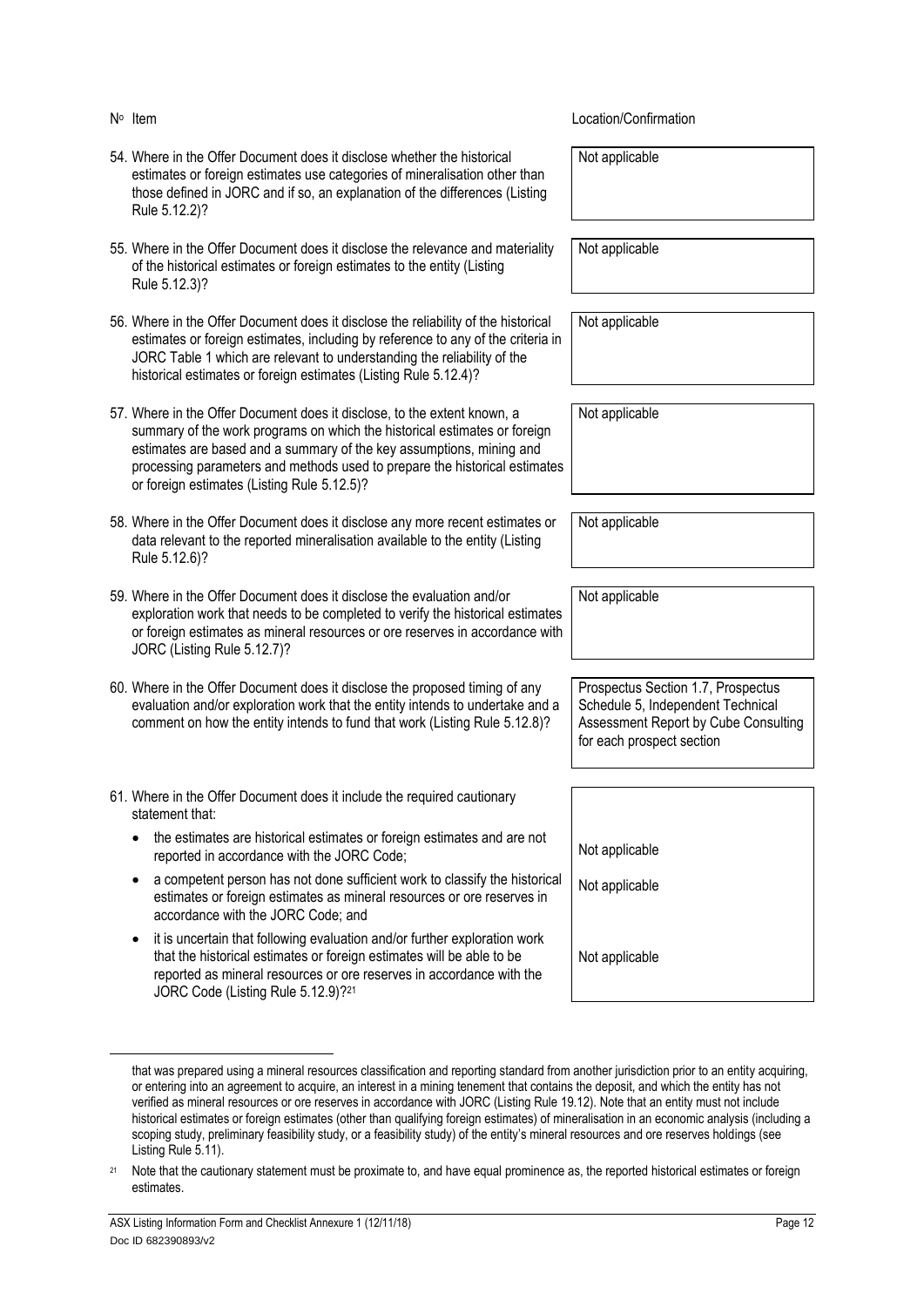| Nº Item | Location/Confirmation |
| --- | --- |
| 54. Where in the Offer Document does it disclose whether the historical estimates or foreign estimates use categories of mineralisation other than those defined in JORC and if so, an explanation of the differences (Listing Rule 5.12.2)? | Not applicable |
| 55. Where in the Offer Document does it disclose the relevance and materiality of the historical estimates or foreign estimates to the entity (Listing Rule 5.12.3)? | Not applicable |
| 56. Where in the Offer Document does it disclose the reliability of the historical estimates or foreign estimates, including by reference to any of the criteria in JORC Table 1 which are relevant to understanding the reliability of the historical estimates or foreign estimates (Listing Rule 5.12.4)? | Not applicable |
| 57. Where in the Offer Document does it disclose, to the extent known, a summary of the work programs on which the historical estimates or foreign estimates are based and a summary of the key assumptions, mining and processing parameters and methods used to prepare the historical estimates or foreign estimates (Listing Rule 5.12.5)? | Not applicable |
| 58. Where in the Offer Document does it disclose any more recent estimates or data relevant to the reported mineralisation available to the entity (Listing Rule 5.12.6)? | Not applicable |
| 59. Where in the Offer Document does it disclose the evaluation and/or exploration work that needs to be completed to verify the historical estimates or foreign estimates as mineral resources or ore reserves in accordance with JORC (Listing Rule 5.12.7)? | Not applicable |
| 60. Where in the Offer Document does it disclose the proposed timing of any evaluation and/or exploration work that the entity intends to undertake and a comment on how the entity intends to fund that work (Listing Rule 5.12.8)? | Prospectus Section 1.7, Prospectus Schedule 5, Independent Technical Assessment Report by Cube Consulting for each prospect section |
| 61. Where in the Offer Document does it include the required cautionary statement that: | |
| • the estimates are historical estimates or foreign estimates and are not reported in accordance with the JORC Code; | Not applicable |
| • a competent person has not done sufficient work to classify the historical estimates or foreign estimates as mineral resources or ore reserves in accordance with the JORC Code; and | Not applicable |
| • it is uncertain that following evaluation and/or further exploration work that the historical estimates or foreign estimates will be able to be reported as mineral resources or ore reserves in accordance with the JORC Code (Listing Rule 5.12.9)?[21] | Not applicable |

that was prepared using a mineral resources classification and reporting standard from another jurisdiction prior to an entity acquiring, or entering into an agreement to acquire, an interest in a mining tenement that contains the deposit, and which the entity has not verified as mineral resources or ore reserves in accordance with JORC (Listing Rule 19.12). Note that an entity must not include historical estimates or foreign estimates (other than qualifying foreign estimates) of mineralisation in an economic analysis (including a scoping study, preliminary feasibility study, or a feasibility study) of the entity's mineral resources and ore reserves holdings (see Listing Rule 5.11).

[21] Note that the cautionary statement must be proximate to, and have equal prominence as, the reported historical estimates or foreign estimates.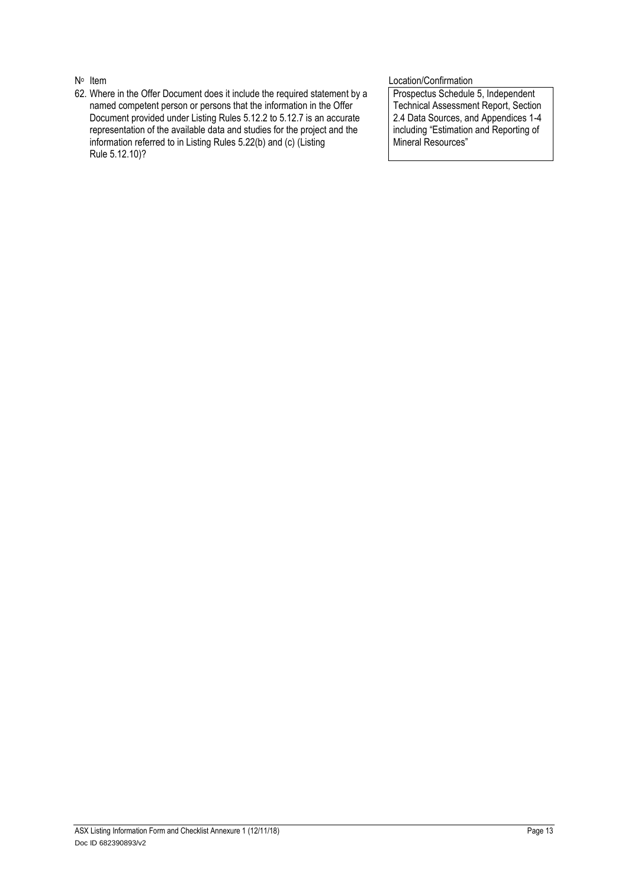| Nº | Item | Location/Confirmation |
|---|---|---|
| 62. | Where in the Offer Document does it include the required statement by a named competent person or persons that the information in the Offer Document provided under Listing Rules 5.12.2 to 5.12.7 is an accurate representation of the available data and studies for the project and the information referred to in Listing Rules 5.22(b) and (c) (Listing Rule 5.12.10)? | Prospectus Schedule 5, Independent Technical Assessment Report, Section 2.4 Data Sources, and Appendices 1-4 including "Estimation and Reporting of Mineral Resources" |